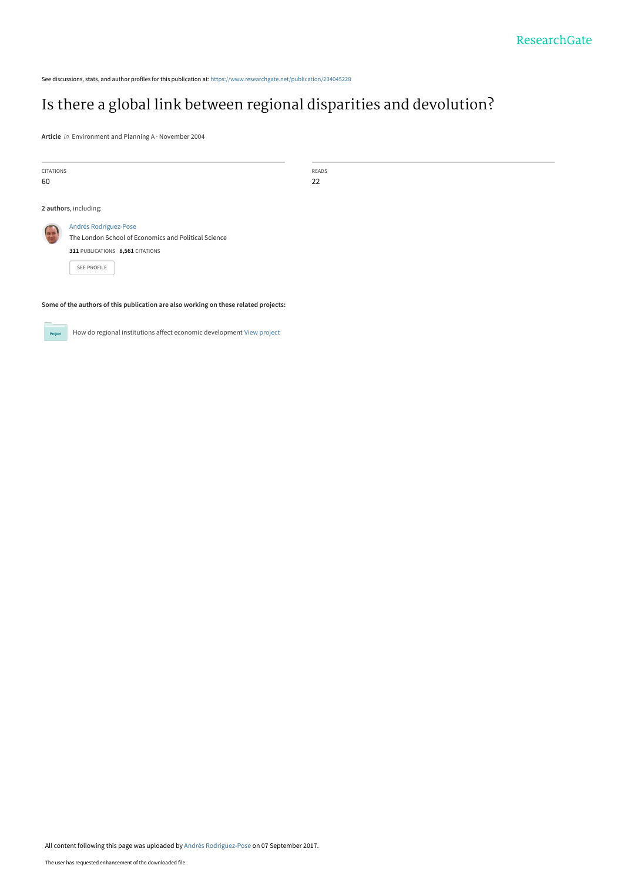See discussions, stats, and author profiles for this publication at: https://www.researchgate.net/publication/234045228

# Is there a global link between regional disparities and devolution?

**Article** *in* Environment and Planning A · November 2004

| CITATIONS | READS |
| --- | --- |
| 60 | 22 |

**2 authors**, including:

Andrés Rodriguez-Pose
The London School of Economics and Political Science
**311** PUBLICATIONS **8,561** CITATIONS

SEE PROFILE

**Some of the authors of this publication are also working on these related projects:**

How do regional institutions affect economic development View project

All content following this page was uploaded by Andrés Rodriguez-Pose on 07 September 2017.

The user has requested enhancement of the downloaded file.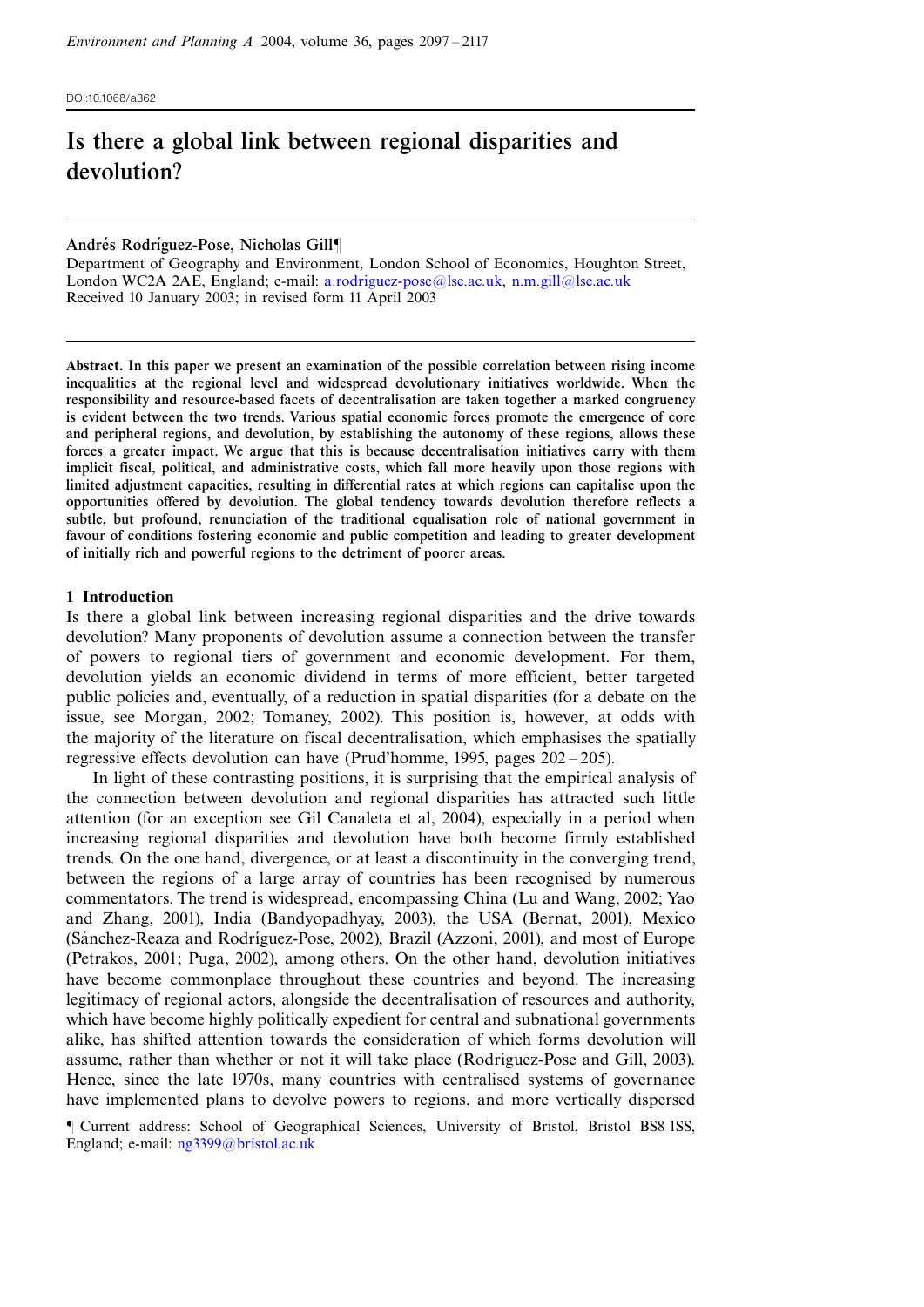Environment and Planning A 2004, volume 36, pages 2097 – 2117

DOI:10.1068/a362

# Is there a global link between regional disparities and devolution?

**Andrés Rodríguez-Pose, Nicholas Gill¶**

Department of Geography and Environment, London School of Economics, Houghton Street, London WC2A 2AE, England; e-mail: a.rodriguez-pose@lse.ac.uk, n.m.gill@lse.ac.uk
Received 10 January 2003; in revised form 11 April 2003

**Abstract.** In this paper we present an examination of the possible correlation between rising income inequalities at the regional level and widespread devolutionary initiatives worldwide. When the responsibility and resource-based facets of decentralisation are taken together a marked congruency is evident between the two trends. Various spatial economic forces promote the emergence of core and peripheral regions, and devolution, by establishing the autonomy of these regions, allows these forces a greater impact. We argue that this is because decentralisation initiatives carry with them implicit fiscal, political, and administrative costs, which fall more heavily upon those regions with limited adjustment capacities, resulting in differential rates at which regions can capitalise upon the opportunities offered by devolution. The global tendency towards devolution therefore reflects a subtle, but profound, renunciation of the traditional equalisation role of national government in favour of conditions fostering economic and public competition and leading to greater development of initially rich and powerful regions to the detriment of poorer areas.

## 1 Introduction

Is there a global link between increasing regional disparities and the drive towards devolution? Many proponents of devolution assume a connection between the transfer of powers to regional tiers of government and economic development. For them, devolution yields an economic dividend in terms of more efficient, better targeted public policies and, eventually, of a reduction in spatial disparities (for a debate on the issue, see Morgan, 2002; Tomaney, 2002). This position is, however, at odds with the majority of the literature on fiscal decentralisation, which emphasises the spatially regressive effects devolution can have (Prud'homme, 1995, pages 202 – 205).

In light of these contrasting positions, it is surprising that the empirical analysis of the connection between devolution and regional disparities has attracted such little attention (for an exception see Gil Canaleta et al, 2004), especially in a period when increasing regional disparities and devolution have both become firmly established trends. On the one hand, divergence, or at least a discontinuity in the converging trend, between the regions of a large array of countries has been recognised by numerous commentators. The trend is widespread, encompassing China (Lu and Wang, 2002; Yao and Zhang, 2001), India (Bandyopadhyay, 2003), the USA (Bernat, 2001), Mexico (Sánchez-Reaza and Rodríguez-Pose, 2002), Brazil (Azzoni, 2001), and most of Europe (Petrakos, 2001; Puga, 2002), among others. On the other hand, devolution initiatives have become commonplace throughout these countries and beyond. The increasing legitimacy of regional actors, alongside the decentralisation of resources and authority, which have become highly politically expedient for central and subnational governments alike, has shifted attention towards the consideration of which forms devolution will assume, rather than whether or not it will take place (Rodríguez-Pose and Gill, 2003). Hence, since the late 1970s, many countries with centralised systems of governance have implemented plans to devolve powers to regions, and more vertically dispersed

¶ Current address: School of Geographical Sciences, University of Bristol, Bristol BS8 1SS, England; e-mail: ng3399@bristol.ac.uk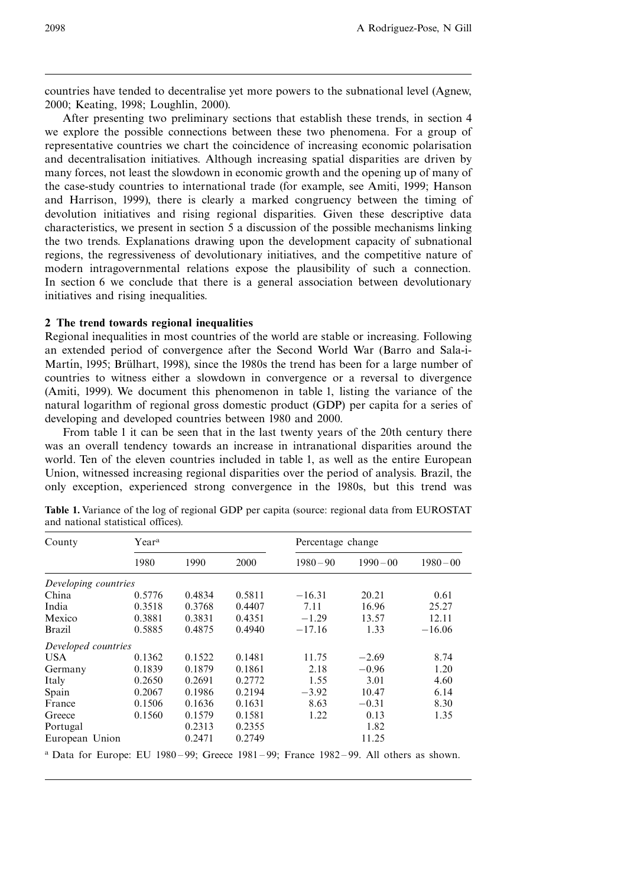countries have tended to decentralise yet more powers to the subnational level (Agnew, 2000; Keating, 1998; Loughlin, 2000).

After presenting two preliminary sections that establish these trends, in section 4 we explore the possible connections between these two phenomena. For a group of representative countries we chart the coincidence of increasing economic polarisation and decentralisation initiatives. Although increasing spatial disparities are driven by many forces, not least the slowdown in economic growth and the opening up of many of the case-study countries to international trade (for example, see Amiti, 1999; Hanson and Harrison, 1999), there is clearly a marked congruency between the timing of devolution initiatives and rising regional disparities. Given these descriptive data characteristics, we present in section 5 a discussion of the possible mechanisms linking the two trends. Explanations drawing upon the development capacity of subnational regions, the regressiveness of devolutionary initiatives, and the competitive nature of modern intragovernmental relations expose the plausibility of such a connection. In section 6 we conclude that there is a general association between devolutionary initiatives and rising inequalities.

## 2 The trend towards regional inequalities

Regional inequalities in most countries of the world are stable or increasing. Following an extended period of convergence after the Second World War (Barro and Sala-i-Martín, 1995; Brülhart, 1998), since the 1980s the trend has been for a large number of countries to witness either a slowdown in convergence or a reversal to divergence (Amiti, 1999). We document this phenomenon in table 1, listing the variance of the natural logarithm of regional gross domestic product (GDP) per capita for a series of developing and developed countries between 1980 and 2000.

From table 1 it can be seen that in the last twenty years of the 20th century there was an overall tendency towards an increase in intranational disparities around the world. Ten of the eleven countries included in table 1, as well as the entire European Union, witnessed increasing regional disparities over the period of analysis. Brazil, the only exception, experienced strong convergence in the 1980s, but this trend was

**Table 1.** Variance of the log of regional GDP per capita (source: regional data from EUROSTAT and national statistical offices).

| County | Year[a] | | | Percentage change | | |
|---|---|---|---|---|---|---|
| | 1980 | 1990 | 2000 | 1980–90 | 1990–00 | 1980–00 |
| *Developing countries* | | | | | | |
| China | 0.5776 | 0.4834 | 0.5811 | −16.31 | 20.21 | 0.61 |
| India | 0.3518 | 0.3768 | 0.4407 | 7.11 | 16.96 | 25.27 |
| Mexico | 0.3881 | 0.3831 | 0.4351 | −1.29 | 13.57 | 12.11 |
| Brazil | 0.5885 | 0.4875 | 0.4940 | −17.16 | 1.33 | −16.06 |
| *Developed countries* | | | | | | |
| USA | 0.1362 | 0.1522 | 0.1481 | 11.75 | −2.69 | 8.74 |
| Germany | 0.1839 | 0.1879 | 0.1861 | 2.18 | −0.96 | 1.20 |
| Italy | 0.2650 | 0.2691 | 0.2772 | 1.55 | 3.01 | 4.60 |
| Spain | 0.2067 | 0.1986 | 0.2194 | −3.92 | 10.47 | 6.14 |
| France | 0.1506 | 0.1636 | 0.1631 | 8.63 | −0.31 | 8.30 |
| Greece | 0.1560 | 0.1579 | 0.1581 | 1.22 | 0.13 | 1.35 |
| Portugal | | 0.2313 | 0.2355 | | 1.82 | |
| European Union | | 0.2471 | 0.2749 | | 11.25 | |

[a] Data for Europe: EU 1980–99; Greece 1981–99; France 1982–99. All others as shown.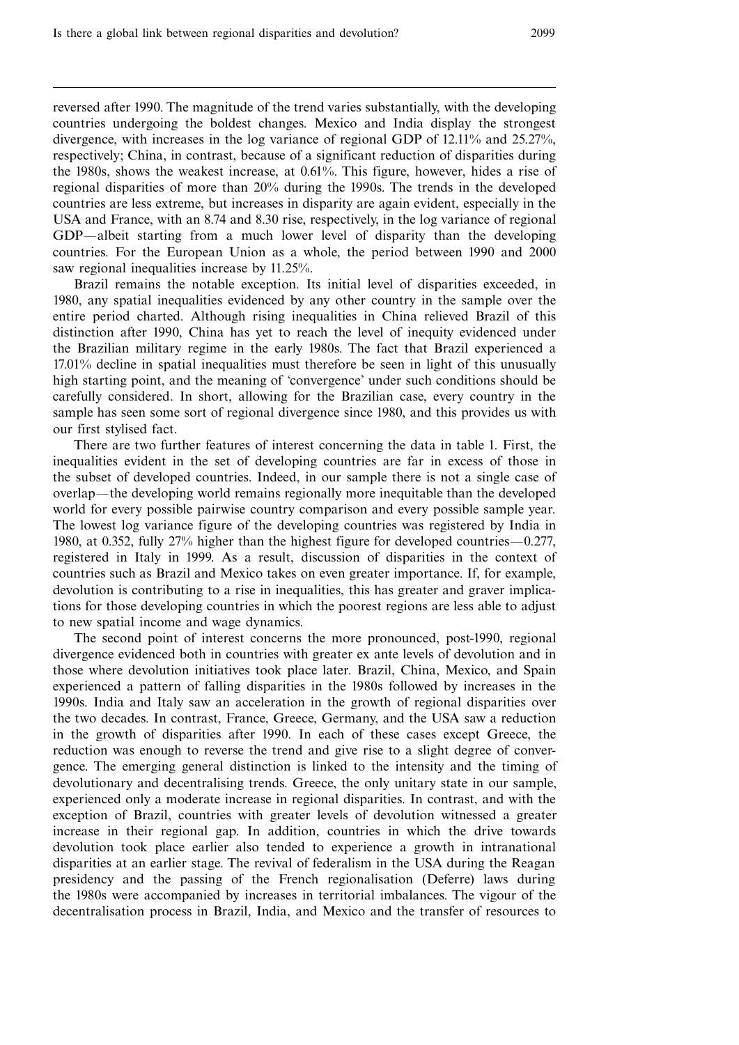reversed after 1990. The magnitude of the trend varies substantially, with the developing countries undergoing the boldest changes. Mexico and India display the strongest divergence, with increases in the log variance of regional GDP of 12.11% and 25.27%, respectively; China, in contrast, because of a significant reduction of disparities during the 1980s, shows the weakest increase, at 0.61%. This figure, however, hides a rise of regional disparities of more than 20% during the 1990s. The trends in the developed countries are less extreme, but increases in disparity are again evident, especially in the USA and France, with an 8.74 and 8.30 rise, respectively, in the log variance of regional GDP—albeit starting from a much lower level of disparity than the developing countries. For the European Union as a whole, the period between 1990 and 2000 saw regional inequalities increase by 11.25%.

Brazil remains the notable exception. Its initial level of disparities exceeded, in 1980, any spatial inequalities evidenced by any other country in the sample over the entire period charted. Although rising inequalities in China relieved Brazil of this distinction after 1990, China has yet to reach the level of inequity evidenced under the Brazilian military regime in the early 1980s. The fact that Brazil experienced a 17.01% decline in spatial inequalities must therefore be seen in light of this unusually high starting point, and the meaning of 'convergence' under such conditions should be carefully considered. In short, allowing for the Brazilian case, every country in the sample has seen some sort of regional divergence since 1980, and this provides us with our first stylised fact.

There are two further features of interest concerning the data in table 1. First, the inequalities evident in the set of developing countries are far in excess of those in the subset of developed countries. Indeed, in our sample there is not a single case of overlap—the developing world remains regionally more inequitable than the developed world for every possible pairwise country comparison and every possible sample year. The lowest log variance figure of the developing countries was registered by India in 1980, at 0.352, fully 27% higher than the highest figure for developed countries—0.277, registered in Italy in 1999. As a result, discussion of disparities in the context of countries such as Brazil and Mexico takes on even greater importance. If, for example, devolution is contributing to a rise in inequalities, this has greater and graver implications for those developing countries in which the poorest regions are less able to adjust to new spatial income and wage dynamics.

The second point of interest concerns the more pronounced, post-1990, regional divergence evidenced both in countries with greater ex ante levels of devolution and in those where devolution initiatives took place later. Brazil, China, Mexico, and Spain experienced a pattern of falling disparities in the 1980s followed by increases in the 1990s. India and Italy saw an acceleration in the growth of regional disparities over the two decades. In contrast, France, Greece, Germany, and the USA saw a reduction in the growth of disparities after 1990. In each of these cases except Greece, the reduction was enough to reverse the trend and give rise to a slight degree of convergence. The emerging general distinction is linked to the intensity and the timing of devolutionary and decentralising trends. Greece, the only unitary state in our sample, experienced only a moderate increase in regional disparities. In contrast, and with the exception of Brazil, countries with greater levels of devolution witnessed a greater increase in their regional gap. In addition, countries in which the drive towards devolution took place earlier also tended to experience a growth in intranational disparities at an earlier stage. The revival of federalism in the USA during the Reagan presidency and the passing of the French regionalisation (Deferre) laws during the 1980s were accompanied by increases in territorial imbalances. The vigour of the decentralisation process in Brazil, India, and Mexico and the transfer of resources to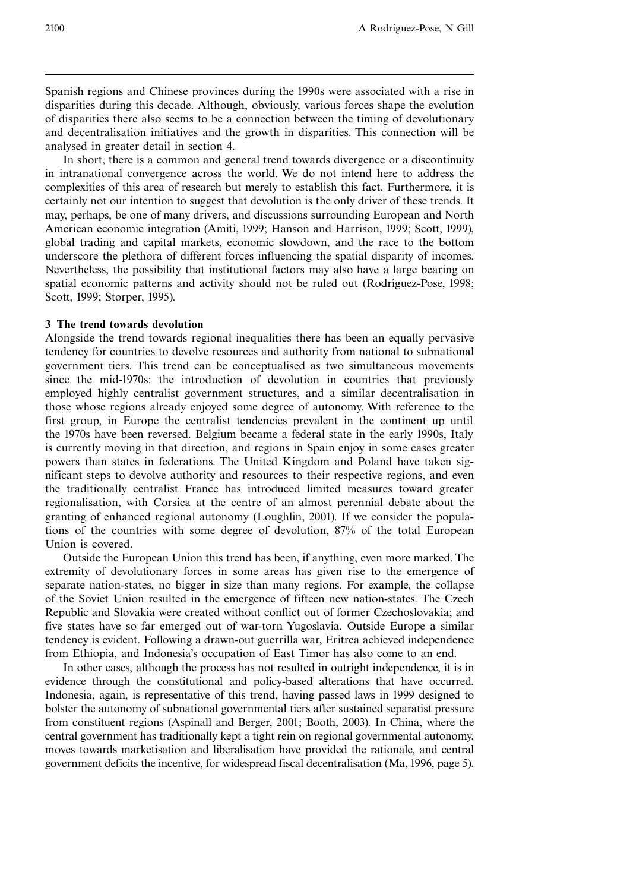Spanish regions and Chinese provinces during the 1990s were associated with a rise in disparities during this decade. Although, obviously, various forces shape the evolution of disparities there also seems to be a connection between the timing of devolutionary and decentralisation initiatives and the growth in disparities. This connection will be analysed in greater detail in section 4.

In short, there is a common and general trend towards divergence or a discontinuity in intranational convergence across the world. We do not intend here to address the complexities of this area of research but merely to establish this fact. Furthermore, it is certainly not our intention to suggest that devolution is the only driver of these trends. It may, perhaps, be one of many drivers, and discussions surrounding European and North American economic integration (Amiti, 1999; Hanson and Harrison, 1999; Scott, 1999), global trading and capital markets, economic slowdown, and the race to the bottom underscore the plethora of different forces influencing the spatial disparity of incomes. Nevertheless, the possibility that institutional factors may also have a large bearing on spatial economic patterns and activity should not be ruled out (Rodríguez-Pose, 1998; Scott, 1999; Storper, 1995).

## 3 The trend towards devolution

Alongside the trend towards regional inequalities there has been an equally pervasive tendency for countries to devolve resources and authority from national to subnational government tiers. This trend can be conceptualised as two simultaneous movements since the mid-1970s: the introduction of devolution in countries that previously employed highly centralist government structures, and a similar decentralisation in those whose regions already enjoyed some degree of autonomy. With reference to the first group, in Europe the centralist tendencies prevalent in the continent up until the 1970s have been reversed. Belgium became a federal state in the early 1990s, Italy is currently moving in that direction, and regions in Spain enjoy in some cases greater powers than states in federations. The United Kingdom and Poland have taken significant steps to devolve authority and resources to their respective regions, and even the traditionally centralist France has introduced limited measures toward greater regionalisation, with Corsica at the centre of an almost perennial debate about the granting of enhanced regional autonomy (Loughlin, 2001). If we consider the populations of the countries with some degree of devolution, 87% of the total European Union is covered.

Outside the European Union this trend has been, if anything, even more marked. The extremity of devolutionary forces in some areas has given rise to the emergence of separate nation-states, no bigger in size than many regions. For example, the collapse of the Soviet Union resulted in the emergence of fifteen new nation-states. The Czech Republic and Slovakia were created without conflict out of former Czechoslovakia; and five states have so far emerged out of war-torn Yugoslavia. Outside Europe a similar tendency is evident. Following a drawn-out guerrilla war, Eritrea achieved independence from Ethiopia, and Indonesia's occupation of East Timor has also come to an end.

In other cases, although the process has not resulted in outright independence, it is in evidence through the constitutional and policy-based alterations that have occurred. Indonesia, again, is representative of this trend, having passed laws in 1999 designed to bolster the autonomy of subnational governmental tiers after sustained separatist pressure from constituent regions (Aspinall and Berger, 2001; Booth, 2003). In China, where the central government has traditionally kept a tight rein on regional governmental autonomy, moves towards marketisation and liberalisation have provided the rationale, and central government deficits the incentive, for widespread fiscal decentralisation (Ma, 1996, page 5).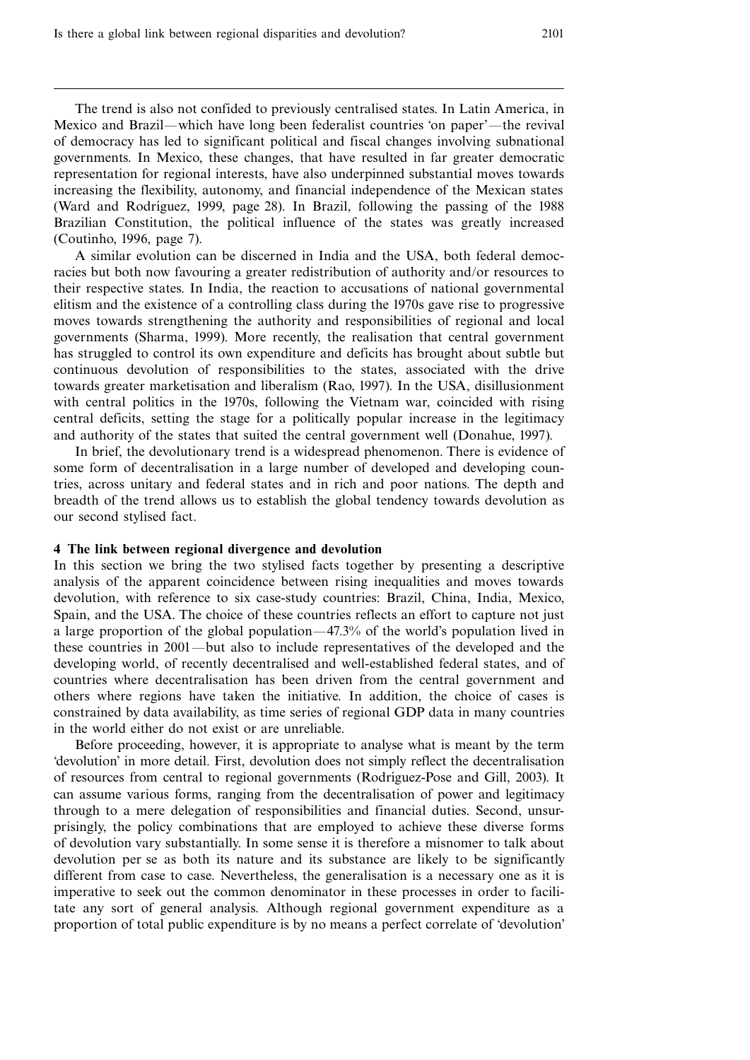The trend is also not confided to previously centralised states. In Latin America, in Mexico and Brazil—which have long been federalist countries 'on paper'—the revival of democracy has led to significant political and fiscal changes involving subnational governments. In Mexico, these changes, that have resulted in far greater democratic representation for regional interests, have also underpinned substantial moves towards increasing the flexibility, autonomy, and financial independence of the Mexican states (Ward and Rodríguez, 1999, page 28). In Brazil, following the passing of the 1988 Brazilian Constitution, the political influence of the states was greatly increased (Coutinho, 1996, page 7).

A similar evolution can be discerned in India and the USA, both federal democracies but both now favouring a greater redistribution of authority and/or resources to their respective states. In India, the reaction to accusations of national governmental elitism and the existence of a controlling class during the 1970s gave rise to progressive moves towards strengthening the authority and responsibilities of regional and local governments (Sharma, 1999). More recently, the realisation that central government has struggled to control its own expenditure and deficits has brought about subtle but continuous devolution of responsibilities to the states, associated with the drive towards greater marketisation and liberalism (Rao, 1997). In the USA, disillusionment with central politics in the 1970s, following the Vietnam war, coincided with rising central deficits, setting the stage for a politically popular increase in the legitimacy and authority of the states that suited the central government well (Donahue, 1997).

In brief, the devolutionary trend is a widespread phenomenon. There is evidence of some form of decentralisation in a large number of developed and developing countries, across unitary and federal states and in rich and poor nations. The depth and breadth of the trend allows us to establish the global tendency towards devolution as our second stylised fact.

## 4 The link between regional divergence and devolution

In this section we bring the two stylised facts together by presenting a descriptive analysis of the apparent coincidence between rising inequalities and moves towards devolution, with reference to six case-study countries: Brazil, China, India, Mexico, Spain, and the USA. The choice of these countries reflects an effort to capture not just a large proportion of the global population—47.3% of the world's population lived in these countries in 2001—but also to include representatives of the developed and the developing world, of recently decentralised and well-established federal states, and of countries where decentralisation has been driven from the central government and others where regions have taken the initiative. In addition, the choice of cases is constrained by data availability, as time series of regional GDP data in many countries in the world either do not exist or are unreliable.

Before proceeding, however, it is appropriate to analyse what is meant by the term 'devolution' in more detail. First, devolution does not simply reflect the decentralisation of resources from central to regional governments (Rodríguez-Pose and Gill, 2003). It can assume various forms, ranging from the decentralisation of power and legitimacy through to a mere delegation of responsibilities and financial duties. Second, unsurprisingly, the policy combinations that are employed to achieve these diverse forms of devolution vary substantially. In some sense it is therefore a misnomer to talk about devolution per se as both its nature and its substance are likely to be significantly different from case to case. Nevertheless, the generalisation is a necessary one as it is imperative to seek out the common denominator in these processes in order to facilitate any sort of general analysis. Although regional government expenditure as a proportion of total public expenditure is by no means a perfect correlate of 'devolution'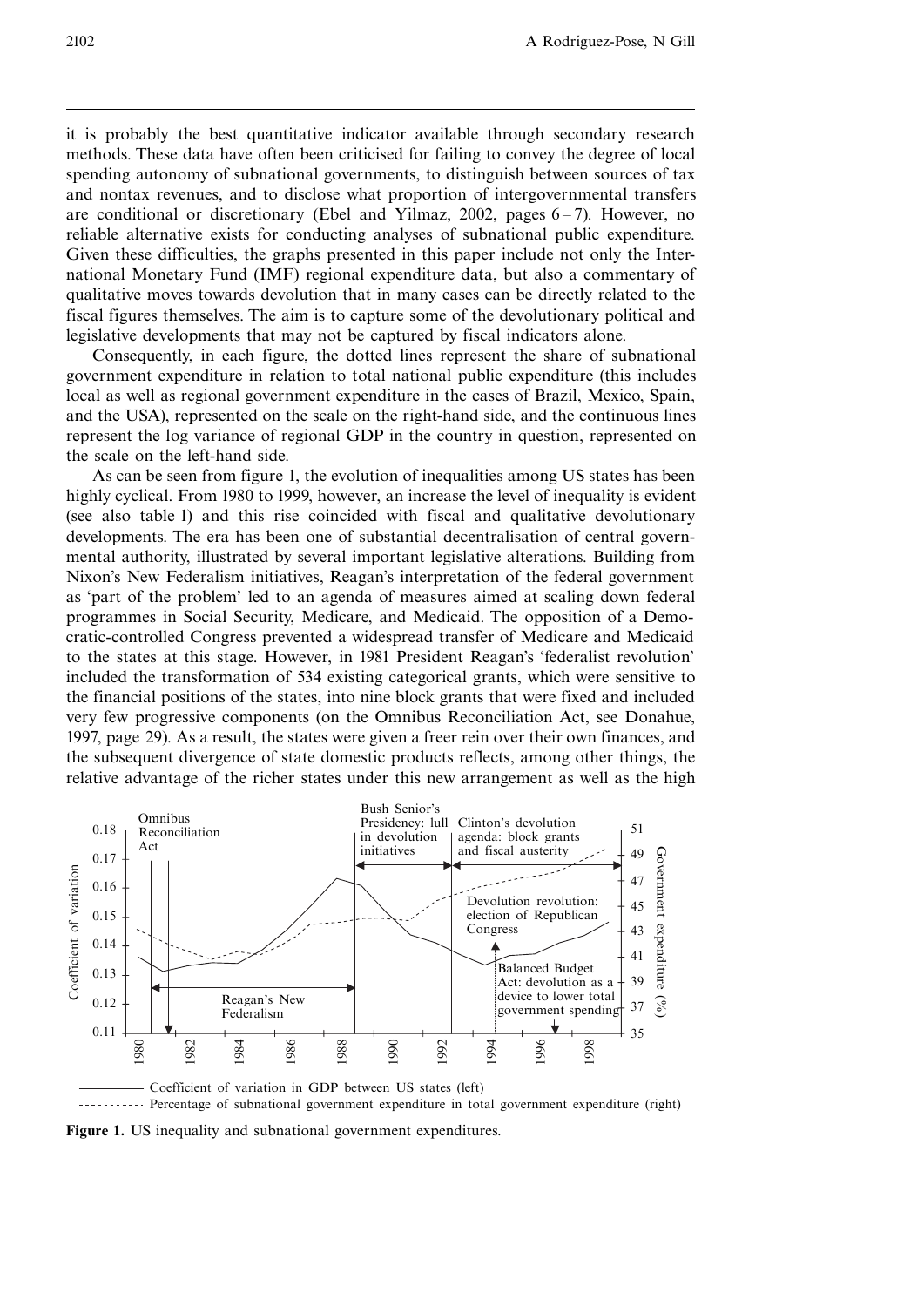it is probably the best quantitative indicator available through secondary research methods. These data have often been criticised for failing to convey the degree of local spending autonomy of subnational governments, to distinguish between sources of tax and nontax revenues, and to disclose what proportion of intergovernmental transfers are conditional or discretionary (Ebel and Yilmaz, 2002, pages 6–7). However, no reliable alternative exists for conducting analyses of subnational public expenditure. Given these difficulties, the graphs presented in this paper include not only the International Monetary Fund (IMF) regional expenditure data, but also a commentary of qualitative moves towards devolution that in many cases can be directly related to the fiscal figures themselves. The aim is to capture some of the devolutionary political and legislative developments that may not be captured by fiscal indicators alone.

Consequently, in each figure, the dotted lines represent the share of subnational government expenditure in relation to total national public expenditure (this includes local as well as regional government expenditure in the cases of Brazil, Mexico, Spain, and the USA), represented on the scale on the right-hand side, and the continuous lines represent the log variance of regional GDP in the country in question, represented on the scale on the left-hand side.

As can be seen from figure 1, the evolution of inequalities among US states has been highly cyclical. From 1980 to 1999, however, an increase the level of inequality is evident (see also table 1) and this rise coincided with fiscal and qualitative devolutionary developments. The era has been one of substantial decentralisation of central governmental authority, illustrated by several important legislative alterations. Building from Nixon's New Federalism initiatives, Reagan's interpretation of the federal government as 'part of the problem' led to an agenda of measures aimed at scaling down federal programmes in Social Security, Medicare, and Medicaid. The opposition of a Democratic-controlled Congress prevented a widespread transfer of Medicare and Medicaid to the states at this stage. However, in 1981 President Reagan's 'federalist revolution' included the transformation of 534 existing categorical grants, which were sensitive to the financial positions of the states, into nine block grants that were fixed and included very few progressive components (on the Omnibus Reconciliation Act, see Donahue, 1997, page 29). As a result, the states were given a freer rein over their own finances, and the subsequent divergence of state domestic products reflects, among other things, the relative advantage of the richer states under this new arrangement as well as the high

Figure 1. US inequality and subnational government expenditures.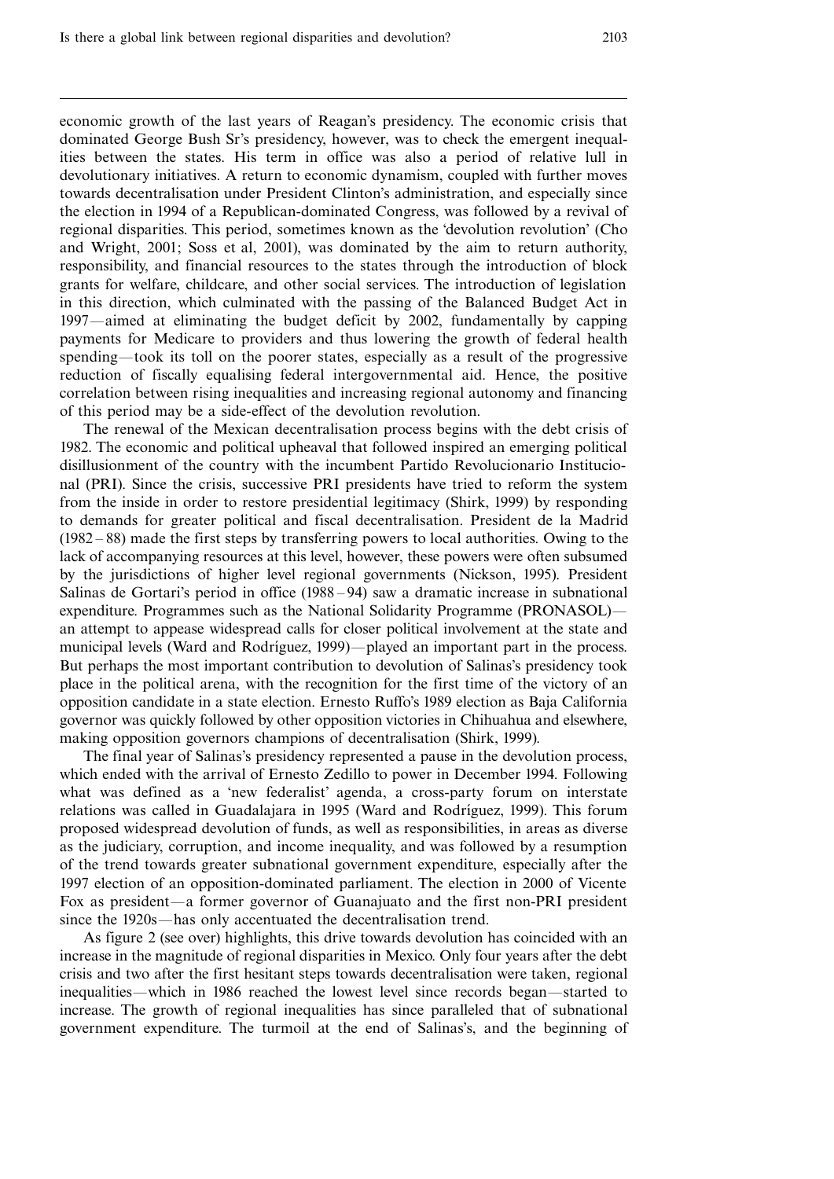economic growth of the last years of Reagan's presidency. The economic crisis that dominated George Bush Sr's presidency, however, was to check the emergent inequalities between the states. His term in office was also a period of relative lull in devolutionary initiatives. A return to economic dynamism, coupled with further moves towards decentralisation under President Clinton's administration, and especially since the election in 1994 of a Republican-dominated Congress, was followed by a revival of regional disparities. This period, sometimes known as the 'devolution revolution' (Cho and Wright, 2001; Soss et al, 2001), was dominated by the aim to return authority, responsibility, and financial resources to the states through the introduction of block grants for welfare, childcare, and other social services. The introduction of legislation in this direction, which culminated with the passing of the Balanced Budget Act in 1997—aimed at eliminating the budget deficit by 2002, fundamentally by capping payments for Medicare to providers and thus lowering the growth of federal health spending—took its toll on the poorer states, especially as a result of the progressive reduction of fiscally equalising federal intergovernmental aid. Hence, the positive correlation between rising inequalities and increasing regional autonomy and financing of this period may be a side-effect of the devolution revolution.

The renewal of the Mexican decentralisation process begins with the debt crisis of 1982. The economic and political upheaval that followed inspired an emerging political disillusionment of the country with the incumbent Partido Revolucionario Institucional (PRI). Since the crisis, successive PRI presidents have tried to reform the system from the inside in order to restore presidential legitimacy (Shirk, 1999) by responding to demands for greater political and fiscal decentralisation. President de la Madrid (1982–88) made the first steps by transferring powers to local authorities. Owing to the lack of accompanying resources at this level, however, these powers were often subsumed by the jurisdictions of higher level regional governments (Nickson, 1995). President Salinas de Gortari's period in office (1988–94) saw a dramatic increase in subnational expenditure. Programmes such as the National Solidarity Programme (PRONASOL)—an attempt to appease widespread calls for closer political involvement at the state and municipal levels (Ward and Rodríguez, 1999)—played an important part in the process. But perhaps the most important contribution to devolution of Salinas's presidency took place in the political arena, with the recognition for the first time of the victory of an opposition candidate in a state election. Ernesto Ruffo's 1989 election as Baja California governor was quickly followed by other opposition victories in Chihuahua and elsewhere, making opposition governors champions of decentralisation (Shirk, 1999).

The final year of Salinas's presidency represented a pause in the devolution process, which ended with the arrival of Ernesto Zedillo to power in December 1994. Following what was defined as a 'new federalist' agenda, a cross-party forum on interstate relations was called in Guadalajara in 1995 (Ward and Rodríguez, 1999). This forum proposed widespread devolution of funds, as well as responsibilities, in areas as diverse as the judiciary, corruption, and income inequality, and was followed by a resumption of the trend towards greater subnational government expenditure, especially after the 1997 election of an opposition-dominated parliament. The election in 2000 of Vicente Fox as president—a former governor of Guanajuato and the first non-PRI president since the 1920s—has only accentuated the decentralisation trend.

As figure 2 (see over) highlights, this drive towards devolution has coincided with an increase in the magnitude of regional disparities in Mexico. Only four years after the debt crisis and two after the first hesitant steps towards decentralisation were taken, regional inequalities—which in 1986 reached the lowest level since records began—started to increase. The growth of regional inequalities has since paralleled that of subnational government expenditure. The turmoil at the end of Salinas's, and the beginning of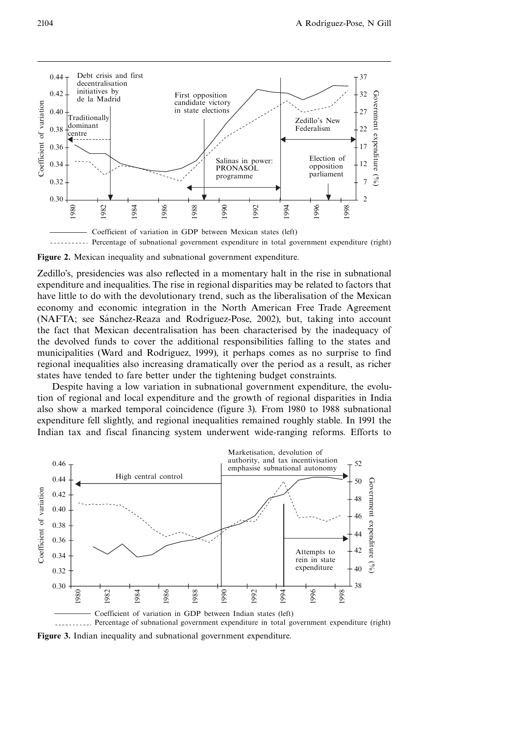**Figure 2.** Mexican inequality and subnational government expenditure.

Zedillo's, presidencies was also reflected in a momentary halt in the rise in subnational expenditure and inequalities. The rise in regional disparities may be related to factors that have little to do with the devolutionary trend, such as the liberalisation of the Mexican economy and economic integration in the North American Free Trade Agreement (NAFTA; see Sánchez-Reaza and Rodríguez-Pose, 2002), but, taking into account the fact that Mexican decentralisation has been characterised by the inadequacy of the devolved funds to cover the additional responsibilities falling to the states and municipalities (Ward and Rodríguez, 1999), it perhaps comes as no surprise to find regional inequalities also increasing dramatically over the period as a result, as richer states have tended to fare better under the tightening budget constraints.

Despite having a low variation in subnational government expenditure, the evolution of regional and local expenditure and the growth of regional disparities in India also show a marked temporal coincidence (figure 3). From 1980 to 1988 subnational expenditure fell slightly, and regional inequalities remained roughly stable. In 1991 the Indian tax and fiscal financing system underwent wide-ranging reforms. Efforts to

**Figure 3.** Indian inequality and subnational government expenditure.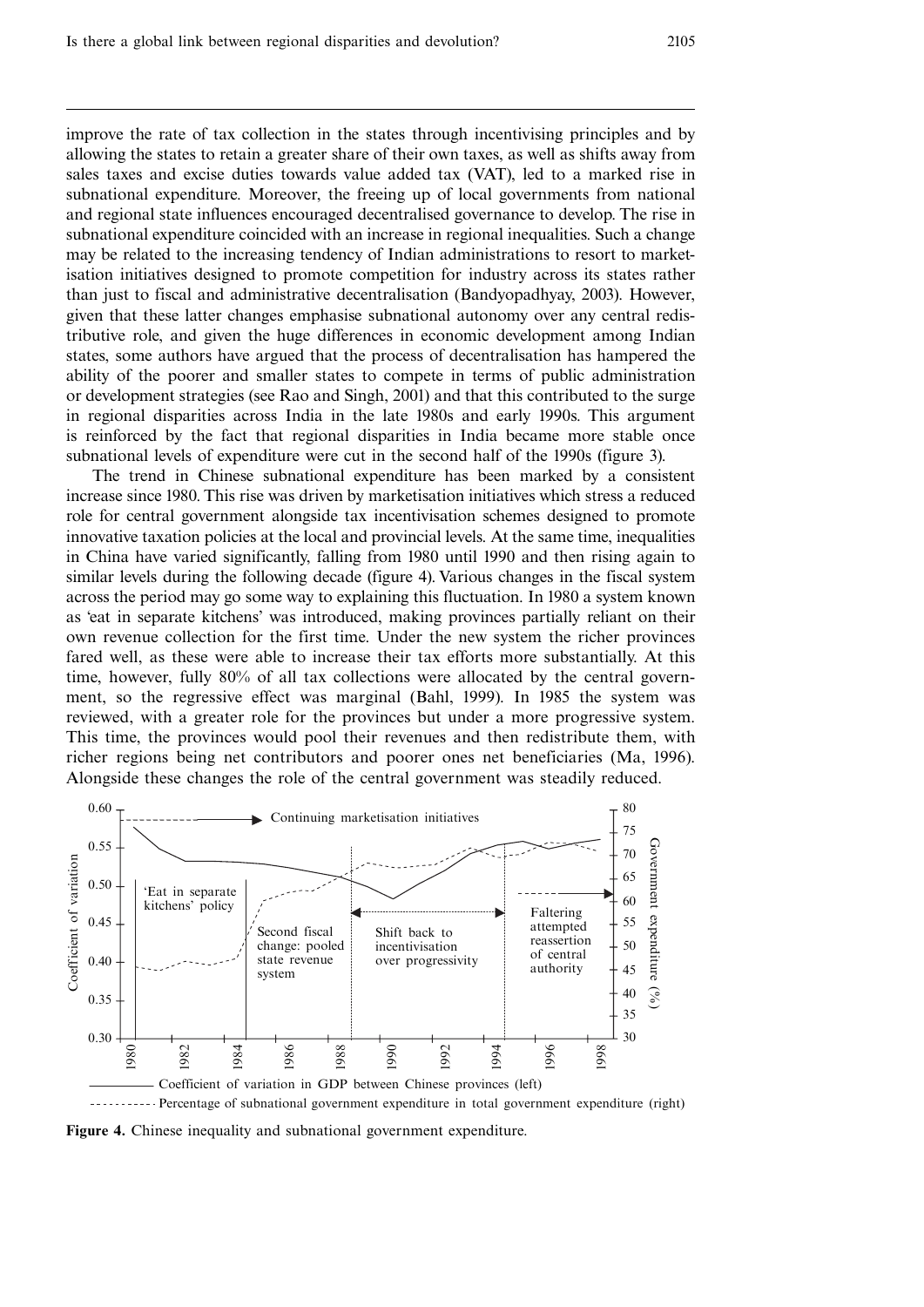improve the rate of tax collection in the states through incentivising principles and by allowing the states to retain a greater share of their own taxes, as well as shifts away from sales taxes and excise duties towards value added tax (VAT), led to a marked rise in subnational expenditure. Moreover, the freeing up of local governments from national and regional state influences encouraged decentralised governance to develop. The rise in subnational expenditure coincided with an increase in regional inequalities. Such a change may be related to the increasing tendency of Indian administrations to resort to marketisation initiatives designed to promote competition for industry across its states rather than just to fiscal and administrative decentralisation (Bandyopadhyay, 2003). However, given that these latter changes emphasise subnational autonomy over any central redistributive role, and given the huge differences in economic development among Indian states, some authors have argued that the process of decentralisation has hampered the ability of the poorer and smaller states to compete in terms of public administration or development strategies (see Rao and Singh, 2001) and that this contributed to the surge in regional disparities across India in the late 1980s and early 1990s. This argument is reinforced by the fact that regional disparities in India became more stable once subnational levels of expenditure were cut in the second half of the 1990s (figure 3).

The trend in Chinese subnational expenditure has been marked by a consistent increase since 1980. This rise was driven by marketisation initiatives which stress a reduced role for central government alongside tax incentivisation schemes designed to promote innovative taxation policies at the local and provincial levels. At the same time, inequalities in China have varied significantly, falling from 1980 until 1990 and then rising again to similar levels during the following decade (figure 4). Various changes in the fiscal system across the period may go some way to explaining this fluctuation. In 1980 a system known as 'eat in separate kitchens' was introduced, making provinces partially reliant on their own revenue collection for the first time. Under the new system the richer provinces fared well, as these were able to increase their tax efforts more substantially. At this time, however, fully 80% of all tax collections were allocated by the central government, so the regressive effect was marginal (Bahl, 1999). In 1985 the system was reviewed, with a greater role for the provinces but under a more progressive system. This time, the provinces would pool their revenues and then redistribute them, with richer regions being net contributors and poorer ones net beneficiaries (Ma, 1996). Alongside these changes the role of the central government was steadily reduced.

**Figure 4.** Chinese inequality and subnational government expenditure.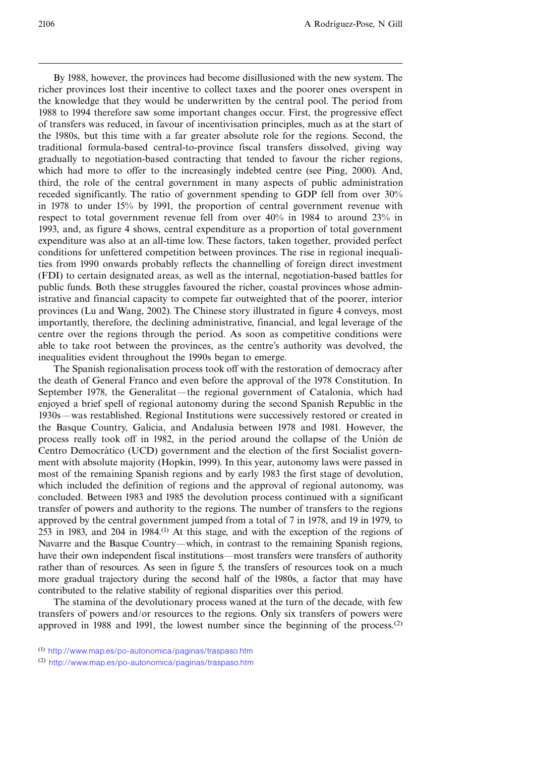By 1988, however, the provinces had become disillusioned with the new system. The richer provinces lost their incentive to collect taxes and the poorer ones overspent in the knowledge that they would be underwritten by the central pool. The period from 1988 to 1994 therefore saw some important changes occur. First, the progressive effect of transfers was reduced, in favour of incentivisation principles, much as at the start of the 1980s, but this time with a far greater absolute role for the regions. Second, the traditional formula-based central-to-province fiscal transfers dissolved, giving way gradually to negotiation-based contracting that tended to favour the richer regions, which had more to offer to the increasingly indebted centre (see Ping, 2000). And, third, the role of the central government in many aspects of public administration receded significantly. The ratio of government spending to GDP fell from over 30% in 1978 to under 15% by 1991, the proportion of central government revenue with respect to total government revenue fell from over 40% in 1984 to around 23% in 1993, and, as figure 4 shows, central expenditure as a proportion of total government expenditure was also at an all-time low. These factors, taken together, provided perfect conditions for unfettered competition between provinces. The rise in regional inequalities from 1990 onwards probably reflects the channelling of foreign direct investment (FDI) to certain designated areas, as well as the internal, negotiation-based battles for public funds. Both these struggles favoured the richer, coastal provinces whose administrative and financial capacity to compete far outweighted that of the poorer, interior provinces (Lu and Wang, 2002). The Chinese story illustrated in figure 4 conveys, most importantly, therefore, the declining administrative, financial, and legal leverage of the centre over the regions through the period. As soon as competitive conditions were able to take root between the provinces, as the centre's authority was devolved, the inequalities evident throughout the 1990s began to emerge.

The Spanish regionalisation process took off with the restoration of democracy after the death of General Franco and even before the approval of the 1978 Constitution. In September 1978, the Generalitat—the regional government of Catalonia, which had enjoyed a brief spell of regional autonomy during the second Spanish Republic in the 1930s—was restablished. Regional Institutions were successively restored or created in the Basque Country, Galicia, and Andalusia between 1978 and 1981. However, the process really took off in 1982, in the period around the collapse of the Unión de Centro Democrático (UCD) government and the election of the first Socialist government with absolute majority (Hopkin, 1999). In this year, autonomy laws were passed in most of the remaining Spanish regions and by early 1983 the first stage of devolution, which included the definition of regions and the approval of regional autonomy, was concluded. Between 1983 and 1985 the devolution process continued with a significant transfer of powers and authority to the regions. The number of transfers to the regions approved by the central government jumped from a total of 7 in 1978, and 19 in 1979, to 253 in 1983, and 204 in 1984.[(1)] At this stage, and with the exception of the regions of Navarre and the Basque Country—which, in contrast to the remaining Spanish regions, have their own independent fiscal institutions—most transfers were transfers of authority rather than of resources. As seen in figure 5, the transfers of resources took on a much more gradual trajectory during the second half of the 1980s, a factor that may have contributed to the relative stability of regional disparities over this period.

The stamina of the devolutionary process waned at the turn of the decade, with few transfers of powers and/or resources to the regions. Only six transfers of powers were approved in 1988 and 1991, the lowest number since the beginning of the process.[(2)]

(1) http://www.map.es/po-autonomica/paginas/traspaso.htm

(2) http://www.map.es/po-autonomica/paginas/traspaso.htm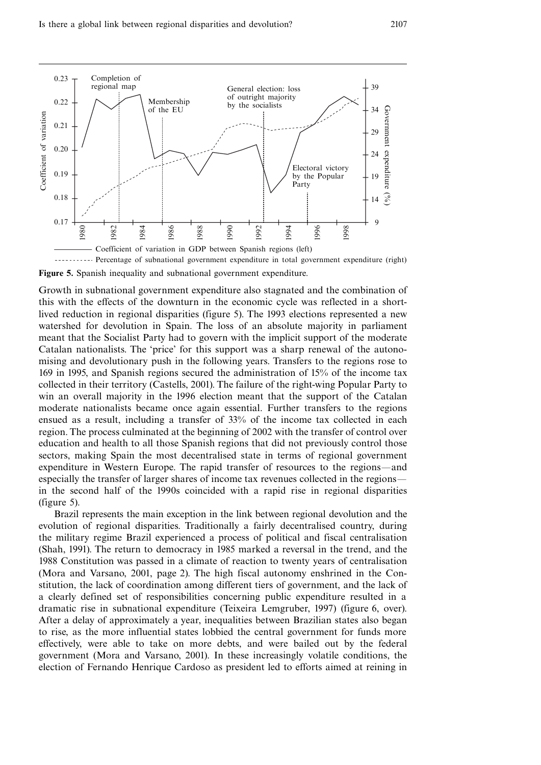**Figure 5.** Spanish inequality and subnational government expenditure.

Growth in subnational government expenditure also stagnated and the combination of this with the effects of the downturn in the economic cycle was reflected in a short-lived reduction in regional disparities (figure 5). The 1993 elections represented a new watershed for devolution in Spain. The loss of an absolute majority in parliament meant that the Socialist Party had to govern with the implicit support of the moderate Catalan nationalists. The 'price' for this support was a sharp renewal of the autonomising and devolutionary push in the following years. Transfers to the regions rose to 169 in 1995, and Spanish regions secured the administration of 15% of the income tax collected in their territory (Castells, 2001). The failure of the right-wing Popular Party to win an overall majority in the 1996 election meant that the support of the Catalan moderate nationalists became once again essential. Further transfers to the regions ensued as a result, including a transfer of 33% of the income tax collected in each region. The process culminated at the beginning of 2002 with the transfer of control over education and health to all those Spanish regions that did not previously control those sectors, making Spain the most decentralised state in terms of regional government expenditure in Western Europe. The rapid transfer of resources to the regions—and especially the transfer of larger shares of income tax revenues collected in the regions—in the second half of the 1990s coincided with a rapid rise in regional disparities (figure 5).

Brazil represents the main exception in the link between regional devolution and the evolution of regional disparities. Traditionally a fairly decentralised country, during the military regime Brazil experienced a process of political and fiscal centralisation (Shah, 1991). The return to democracy in 1985 marked a reversal in the trend, and the 1988 Constitution was passed in a climate of reaction to twenty years of centralisation (Mora and Varsano, 2001, page 2). The high fiscal autonomy enshrined in the Constitution, the lack of coordination among different tiers of government, and the lack of a clearly defined set of responsibilities concerning public expenditure resulted in a dramatic rise in subnational expenditure (Teixeira Lemgruber, 1997) (figure 6, over). After a delay of approximately a year, inequalities between Brazilian states also began to rise, as the more influential states lobbied the central government for funds more effectively, were able to take on more debts, and were bailed out by the federal government (Mora and Varsano, 2001). In these increasingly volatile conditions, the election of Fernando Henrique Cardoso as president led to efforts aimed at reining in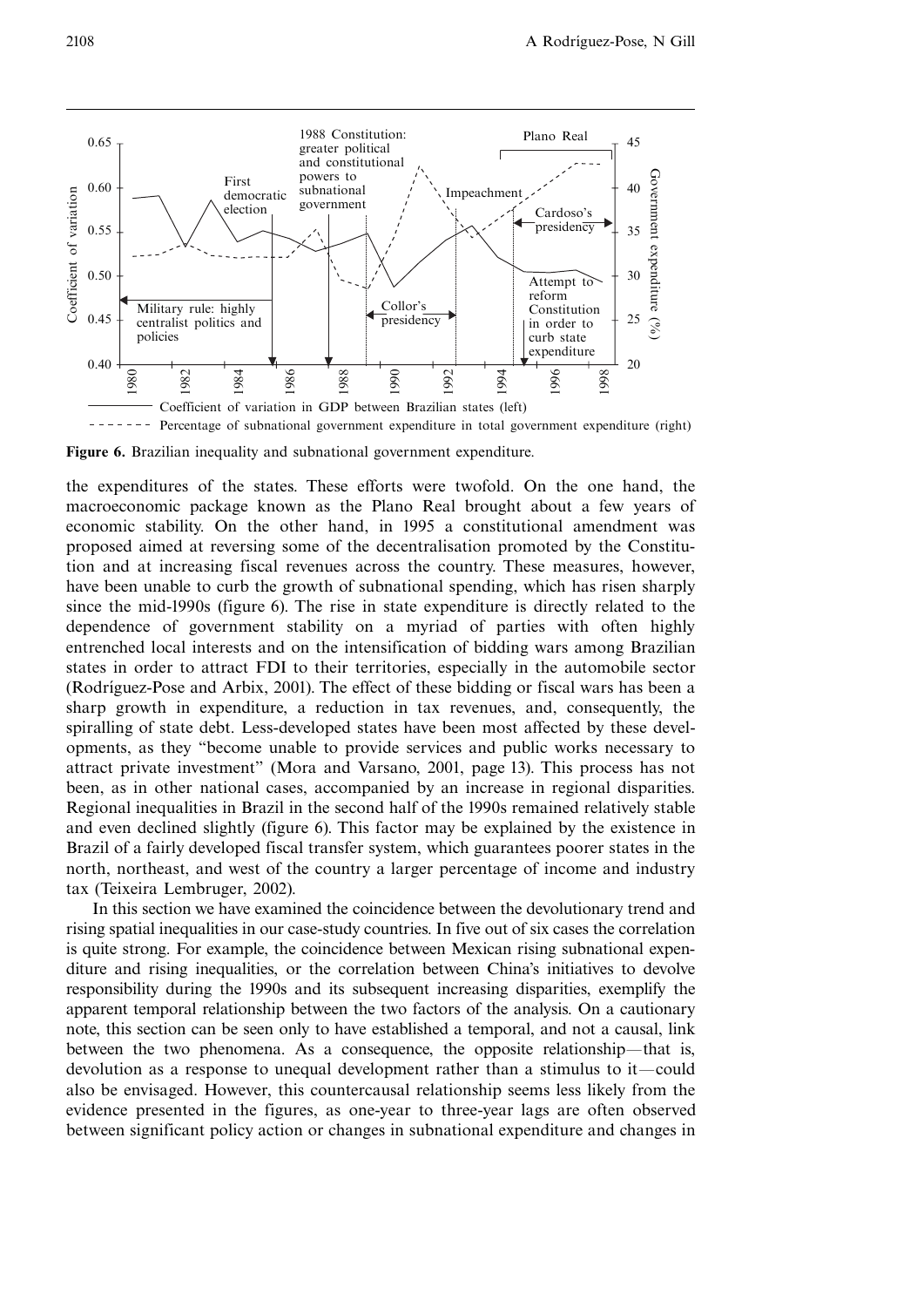**Figure 6.** Brazilian inequality and subnational government expenditure.

the expenditures of the states. These efforts were twofold. On the one hand, the macroeconomic package known as the Plano Real brought about a few years of economic stability. On the other hand, in 1995 a constitutional amendment was proposed aimed at reversing some of the decentralisation promoted by the Constitution and at increasing fiscal revenues across the country. These measures, however, have been unable to curb the growth of subnational spending, which has risen sharply since the mid-1990s (figure 6). The rise in state expenditure is directly related to the dependence of government stability on a myriad of parties with often highly entrenched local interests and on the intensification of bidding wars among Brazilian states in order to attract FDI to their territories, especially in the automobile sector (Rodríguez-Pose and Arbix, 2001). The effect of these bidding or fiscal wars has been a sharp growth in expenditure, a reduction in tax revenues, and, consequently, the spiralling of state debt. Less-developed states have been most affected by these developments, as they "become unable to provide services and public works necessary to attract private investment" (Mora and Varsano, 2001, page 13). This process has not been, as in other national cases, accompanied by an increase in regional disparities. Regional inequalities in Brazil in the second half of the 1990s remained relatively stable and even declined slightly (figure 6). This factor may be explained by the existence in Brazil of a fairly developed fiscal transfer system, which guarantees poorer states in the north, northeast, and west of the country a larger percentage of income and industry tax (Teixeira Lembruger, 2002).

In this section we have examined the coincidence between the devolutionary trend and rising spatial inequalities in our case-study countries. In five out of six cases the correlation is quite strong. For example, the coincidence between Mexican rising subnational expenditure and rising inequalities, or the correlation between China's initiatives to devolve responsibility during the 1990s and its subsequent increasing disparities, exemplify the apparent temporal relationship between the two factors of the analysis. On a cautionary note, this section can be seen only to have established a temporal, and not a causal, link between the two phenomena. As a consequence, the opposite relationship—that is, devolution as a response to unequal development rather than a stimulus to it—could also be envisaged. However, this countercausal relationship seems less likely from the evidence presented in the figures, as one-year to three-year lags are often observed between significant policy action or changes in subnational expenditure and changes in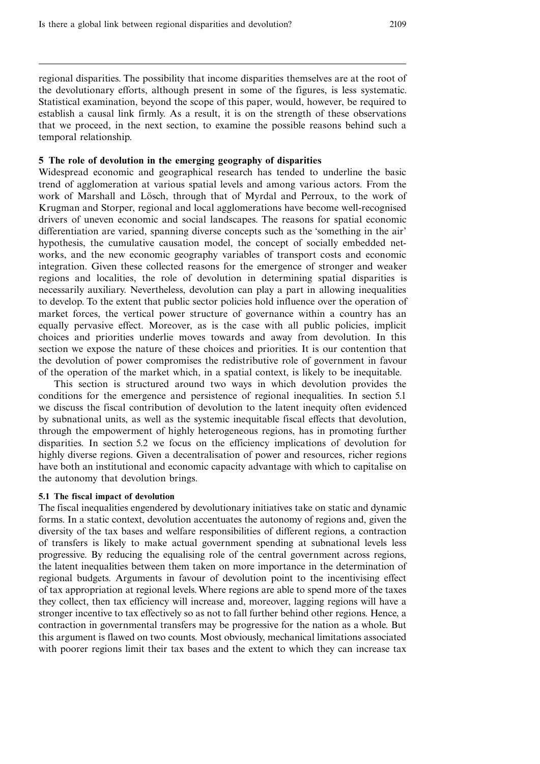regional disparities. The possibility that income disparities themselves are at the root of the devolutionary efforts, although present in some of the figures, is less systematic. Statistical examination, beyond the scope of this paper, would, however, be required to establish a causal link firmly. As a result, it is on the strength of these observations that we proceed, in the next section, to examine the possible reasons behind such a temporal relationship.

## 5 The role of devolution in the emerging geography of disparities

Widespread economic and geographical research has tended to underline the basic trend of agglomeration at various spatial levels and among various actors. From the work of Marshall and Lösch, through that of Myrdal and Perroux, to the work of Krugman and Storper, regional and local agglomerations have become well-recognised drivers of uneven economic and social landscapes. The reasons for spatial economic differentiation are varied, spanning diverse concepts such as the 'something in the air' hypothesis, the cumulative causation model, the concept of socially embedded networks, and the new economic geography variables of transport costs and economic integration. Given these collected reasons for the emergence of stronger and weaker regions and localities, the role of devolution in determining spatial disparities is necessarily auxiliary. Nevertheless, devolution can play a part in allowing inequalities to develop. To the extent that public sector policies hold influence over the operation of market forces, the vertical power structure of governance within a country has an equally pervasive effect. Moreover, as is the case with all public policies, implicit choices and priorities underlie moves towards and away from devolution. In this section we expose the nature of these choices and priorities. It is our contention that the devolution of power compromises the redistributive role of government in favour of the operation of the market which, in a spatial context, is likely to be inequitable.

This section is structured around two ways in which devolution provides the conditions for the emergence and persistence of regional inequalities. In section 5.1 we discuss the fiscal contribution of devolution to the latent inequity often evidenced by subnational units, as well as the systemic inequitable fiscal effects that devolution, through the empowerment of highly heterogeneous regions, has in promoting further disparities. In section 5.2 we focus on the efficiency implications of devolution for highly diverse regions. Given a decentralisation of power and resources, richer regions have both an institutional and economic capacity advantage with which to capitalise on the autonomy that devolution brings.

### 5.1 The fiscal impact of devolution

The fiscal inequalities engendered by devolutionary initiatives take on static and dynamic forms. In a static context, devolution accentuates the autonomy of regions and, given the diversity of the tax bases and welfare responsibilities of different regions, a contraction of transfers is likely to make actual government spending at subnational levels less progressive. By reducing the equalising role of the central government across regions, the latent inequalities between them taken on more importance in the determination of regional budgets. Arguments in favour of devolution point to the incentivising effect of tax appropriation at regional levels. Where regions are able to spend more of the taxes they collect, then tax efficiency will increase and, moreover, lagging regions will have a stronger incentive to tax effectively so as not to fall further behind other regions. Hence, a contraction in governmental transfers may be progressive for the nation as a whole. But this argument is flawed on two counts. Most obviously, mechanical limitations associated with poorer regions limit their tax bases and the extent to which they can increase tax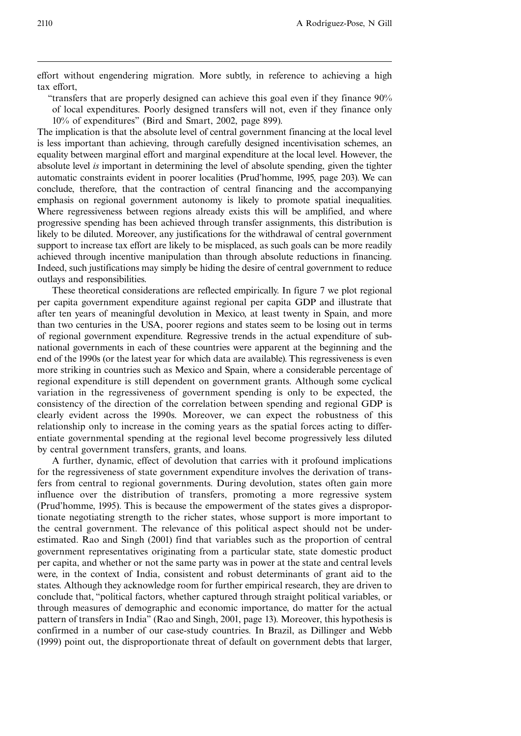effort without engendering migration. More subtly, in reference to achieving a high tax effort,

> "transfers that are properly designed can achieve this goal even if they finance 90% of local expenditures. Poorly designed transfers will not, even if they finance only 10% of expenditures" (Bird and Smart, 2002, page 899).

The implication is that the absolute level of central government financing at the local level is less important than achieving, through carefully designed incentivisation schemes, an equality between marginal effort and marginal expenditure at the local level. However, the absolute level *is* important in determining the level of absolute spending, given the tighter automatic constraints evident in poorer localities (Prud'homme, 1995, page 203). We can conclude, therefore, that the contraction of central financing and the accompanying emphasis on regional government autonomy is likely to promote spatial inequalities. Where regressiveness between regions already exists this will be amplified, and where progressive spending has been achieved through transfer assignments, this distribution is likely to be diluted. Moreover, any justifications for the withdrawal of central government support to increase tax effort are likely to be misplaced, as such goals can be more readily achieved through incentive manipulation than through absolute reductions in financing. Indeed, such justifications may simply be hiding the desire of central government to reduce outlays and responsibilities.

These theoretical considerations are reflected empirically. In figure 7 we plot regional per capita government expenditure against regional per capita GDP and illustrate that after ten years of meaningful devolution in Mexico, at least twenty in Spain, and more than two centuries in the USA, poorer regions and states seem to be losing out in terms of regional government expenditure. Regressive trends in the actual expenditure of subnational governments in each of these countries were apparent at the beginning and the end of the 1990s (or the latest year for which data are available). This regressiveness is even more striking in countries such as Mexico and Spain, where a considerable percentage of regional expenditure is still dependent on government grants. Although some cyclical variation in the regressiveness of government spending is only to be expected, the consistency of the direction of the correlation between spending and regional GDP is clearly evident across the 1990s. Moreover, we can expect the robustness of this relationship only to increase in the coming years as the spatial forces acting to differentiate governmental spending at the regional level become progressively less diluted by central government transfers, grants, and loans.

A further, dynamic, effect of devolution that carries with it profound implications for the regressiveness of state government expenditure involves the derivation of transfers from central to regional governments. During devolution, states often gain more influence over the distribution of transfers, promoting a more regressive system (Prud'homme, 1995). This is because the empowerment of the states gives a disproportionate negotiating strength to the richer states, whose support is more important to the central government. The relevance of this political aspect should not be underestimated. Rao and Singh (2001) find that variables such as the proportion of central government representatives originating from a particular state, state domestic product per capita, and whether or not the same party was in power at the state and central levels were, in the context of India, consistent and robust determinants of grant aid to the states. Although they acknowledge room for further empirical research, they are driven to conclude that, "political factors, whether captured through straight political variables, or through measures of demographic and economic importance, do matter for the actual pattern of transfers in India" (Rao and Singh, 2001, page 13). Moreover, this hypothesis is confirmed in a number of our case-study countries. In Brazil, as Dillinger and Webb (1999) point out, the disproportionate threat of default on government debts that larger,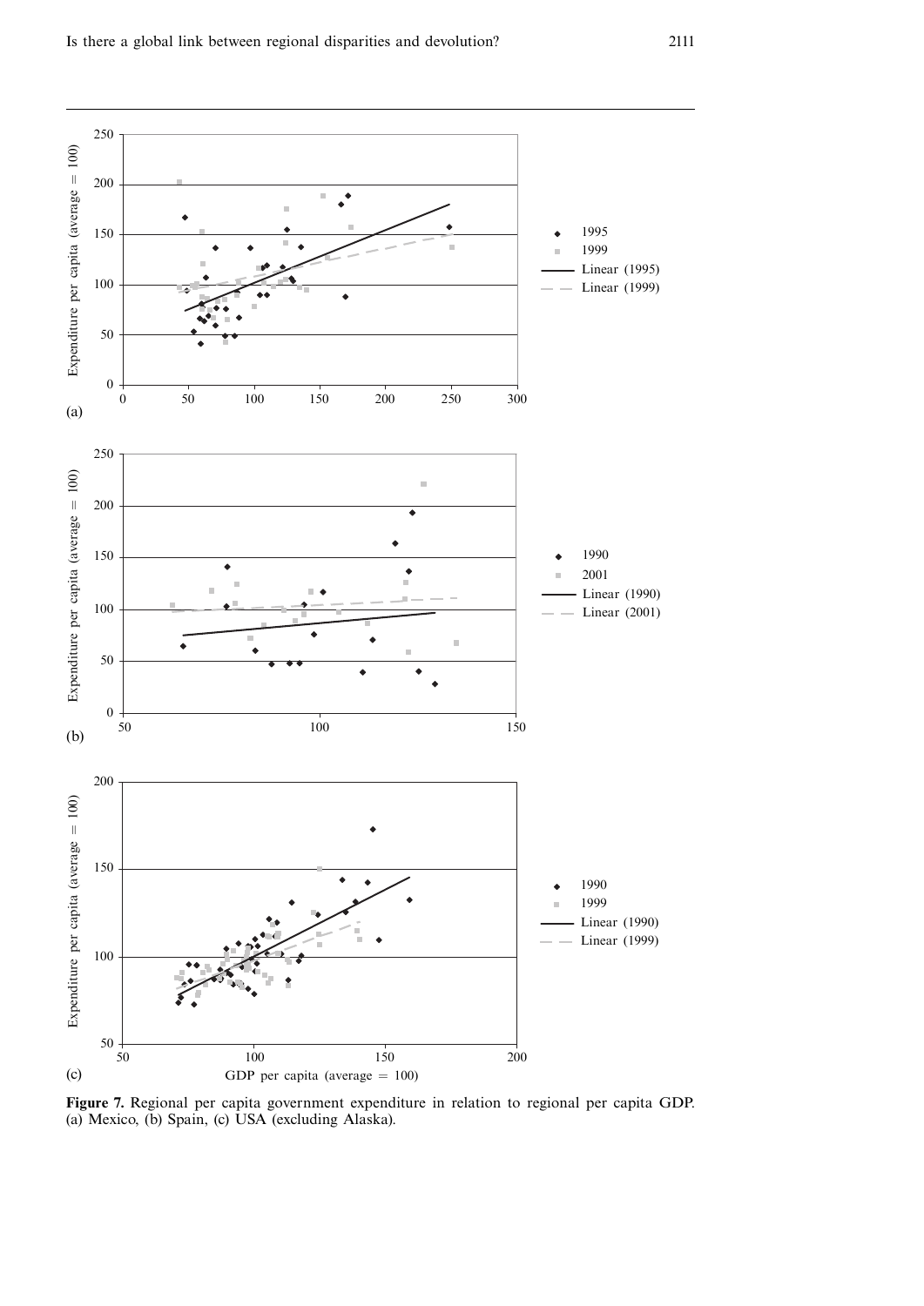**Figure 7.** Regional per capita government expenditure in relation to regional per capita GDP. (a) Mexico, (b) Spain, (c) USA (excluding Alaska).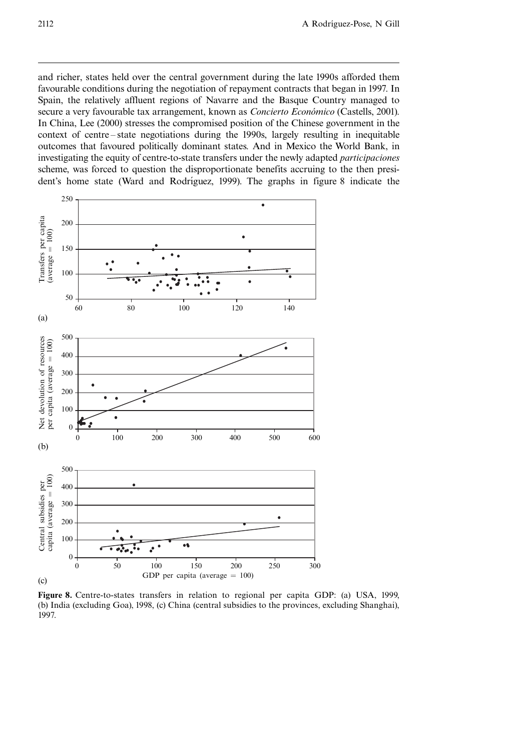and richer, states held over the central government during the late 1990s afforded them favourable conditions during the negotiation of repayment contracts that began in 1997. In Spain, the relatively affluent regions of Navarre and the Basque Country managed to secure a very favourable tax arrangement, known as *Concierto Económico* (Castells, 2001). In China, Lee (2000) stresses the compromised position of the Chinese government in the context of centre–state negotiations during the 1990s, largely resulting in inequitable outcomes that favoured politically dominant states. And in Mexico the World Bank, in investigating the equity of centre-to-state transfers under the newly adapted *participaciones* scheme, was forced to question the disproportionate benefits accruing to the then president's home state (Ward and Rodríguez, 1999). The graphs in figure 8 indicate the

**Figure 8.** Centre-to-states transfers in relation to regional per capita GDP: (a) USA, 1999, (b) India (excluding Goa), 1998, (c) China (central subsidies to the provinces, excluding Shanghai), 1997.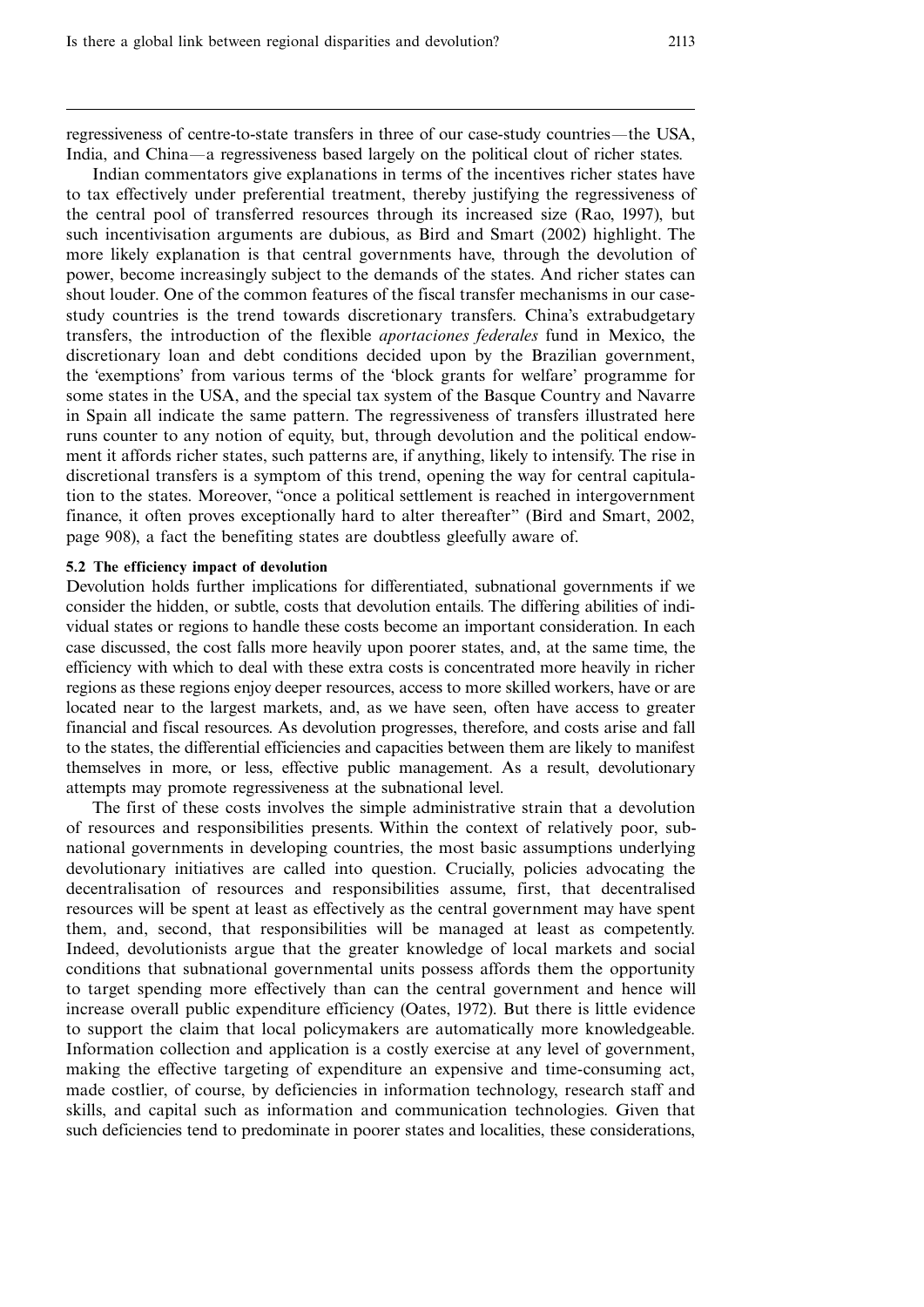regressiveness of centre-to-state transfers in three of our case-study countries—the USA, India, and China—a regressiveness based largely on the political clout of richer states.

Indian commentators give explanations in terms of the incentives richer states have to tax effectively under preferential treatment, thereby justifying the regressiveness of the central pool of transferred resources through its increased size (Rao, 1997), but such incentivisation arguments are dubious, as Bird and Smart (2002) highlight. The more likely explanation is that central governments have, through the devolution of power, become increasingly subject to the demands of the states. And richer states can shout louder. One of the common features of the fiscal transfer mechanisms in our case-study countries is the trend towards discretionary transfers. China's extrabudgetary transfers, the introduction of the flexible *aportaciones federales* fund in Mexico, the discretionary loan and debt conditions decided upon by the Brazilian government, the 'exemptions' from various terms of the 'block grants for welfare' programme for some states in the USA, and the special tax system of the Basque Country and Navarre in Spain all indicate the same pattern. The regressiveness of transfers illustrated here runs counter to any notion of equity, but, through devolution and the political endowment it affords richer states, such patterns are, if anything, likely to intensify. The rise in discretional transfers is a symptom of this trend, opening the way for central capitulation to the states. Moreover, "once a political settlement is reached in intergovernment finance, it often proves exceptionally hard to alter thereafter" (Bird and Smart, 2002, page 908), a fact the benefiting states are doubtless gleefully aware of.

### 5.2 The efficiency impact of devolution

Devolution holds further implications for differentiated, subnational governments if we consider the hidden, or subtle, costs that devolution entails. The differing abilities of individual states or regions to handle these costs become an important consideration. In each case discussed, the cost falls more heavily upon poorer states, and, at the same time, the efficiency with which to deal with these extra costs is concentrated more heavily in richer regions as these regions enjoy deeper resources, access to more skilled workers, have or are located near to the largest markets, and, as we have seen, often have access to greater financial and fiscal resources. As devolution progresses, therefore, and costs arise and fall to the states, the differential efficiencies and capacities between them are likely to manifest themselves in more, or less, effective public management. As a result, devolutionary attempts may promote regressiveness at the subnational level.

The first of these costs involves the simple administrative strain that a devolution of resources and responsibilities presents. Within the context of relatively poor, subnational governments in developing countries, the most basic assumptions underlying devolutionary initiatives are called into question. Crucially, policies advocating the decentralisation of resources and responsibilities assume, first, that decentralised resources will be spent at least as effectively as the central government may have spent them, and, second, that responsibilities will be managed at least as competently. Indeed, devolutionists argue that the greater knowledge of local markets and social conditions that subnational governmental units possess affords them the opportunity to target spending more effectively than can the central government and hence will increase overall public expenditure efficiency (Oates, 1972). But there is little evidence to support the claim that local policymakers are automatically more knowledgeable. Information collection and application is a costly exercise at any level of government, making the effective targeting of expenditure an expensive and time-consuming act, made costlier, of course, by deficiencies in information technology, research staff and skills, and capital such as information and communication technologies. Given that such deficiencies tend to predominate in poorer states and localities, these considerations,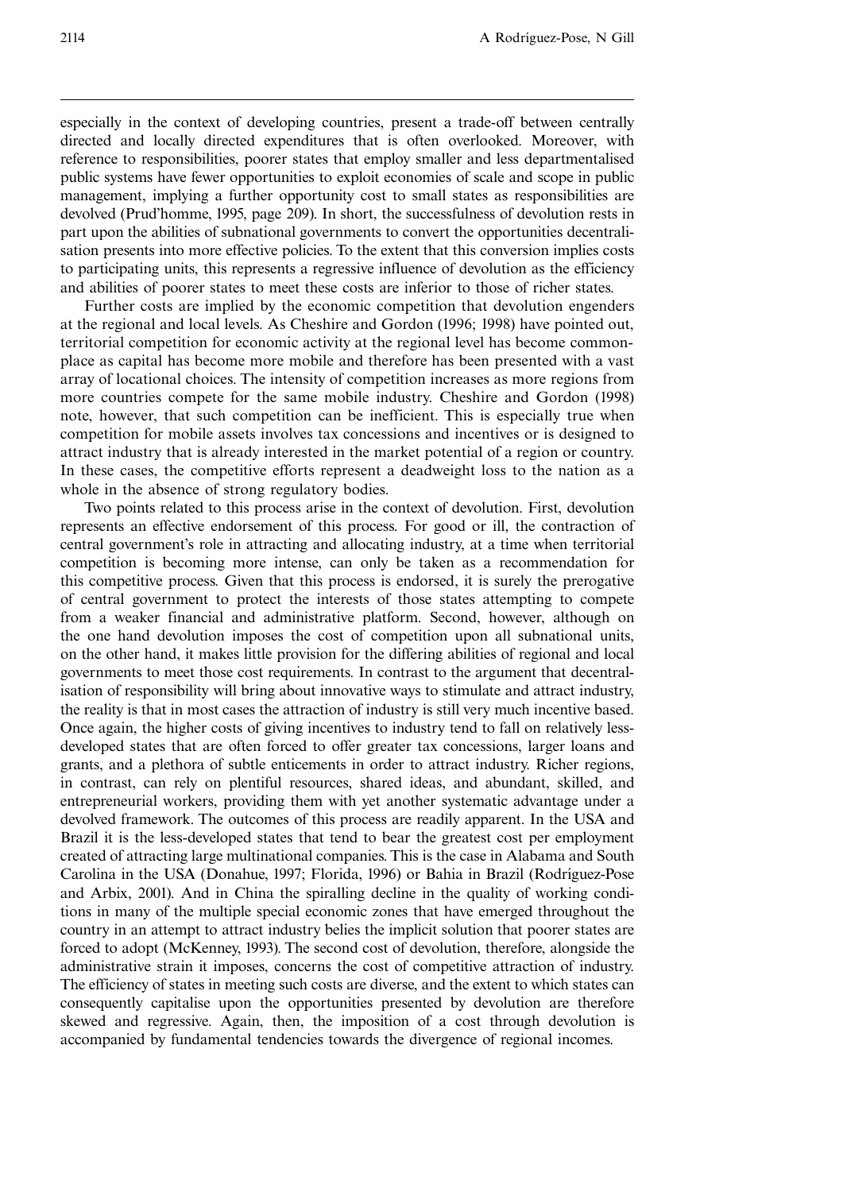especially in the context of developing countries, present a trade-off between centrally directed and locally directed expenditures that is often overlooked. Moreover, with reference to responsibilities, poorer states that employ smaller and less departmentalised public systems have fewer opportunities to exploit economies of scale and scope in public management, implying a further opportunity cost to small states as responsibilities are devolved (Prud'homme, 1995, page 209). In short, the successfulness of devolution rests in part upon the abilities of subnational governments to convert the opportunities decentralisation presents into more effective policies. To the extent that this conversion implies costs to participating units, this represents a regressive influence of devolution as the efficiency and abilities of poorer states to meet these costs are inferior to those of richer states.

Further costs are implied by the economic competition that devolution engenders at the regional and local levels. As Cheshire and Gordon (1996; 1998) have pointed out, territorial competition for economic activity at the regional level has become commonplace as capital has become more mobile and therefore has been presented with a vast array of locational choices. The intensity of competition increases as more regions from more countries compete for the same mobile industry. Cheshire and Gordon (1998) note, however, that such competition can be inefficient. This is especially true when competition for mobile assets involves tax concessions and incentives or is designed to attract industry that is already interested in the market potential of a region or country. In these cases, the competitive efforts represent a deadweight loss to the nation as a whole in the absence of strong regulatory bodies.

Two points related to this process arise in the context of devolution. First, devolution represents an effective endorsement of this process. For good or ill, the contraction of central government's role in attracting and allocating industry, at a time when territorial competition is becoming more intense, can only be taken as a recommendation for this competitive process. Given that this process is endorsed, it is surely the prerogative of central government to protect the interests of those states attempting to compete from a weaker financial and administrative platform. Second, however, although on the one hand devolution imposes the cost of competition upon all subnational units, on the other hand, it makes little provision for the differing abilities of regional and local governments to meet those cost requirements. In contrast to the argument that decentralisation of responsibility will bring about innovative ways to stimulate and attract industry, the reality is that in most cases the attraction of industry is still very much incentive based. Once again, the higher costs of giving incentives to industry tend to fall on relatively less-developed states that are often forced to offer greater tax concessions, larger loans and grants, and a plethora of subtle enticements in order to attract industry. Richer regions, in contrast, can rely on plentiful resources, shared ideas, and abundant, skilled, and entrepreneurial workers, providing them with yet another systematic advantage under a devolved framework. The outcomes of this process are readily apparent. In the USA and Brazil it is the less-developed states that tend to bear the greatest cost per employment created of attracting large multinational companies. This is the case in Alabama and South Carolina in the USA (Donahue, 1997; Florida, 1996) or Bahia in Brazil (Rodríguez-Pose and Arbix, 2001). And in China the spiralling decline in the quality of working conditions in many of the multiple special economic zones that have emerged throughout the country in an attempt to attract industry belies the implicit solution that poorer states are forced to adopt (McKenney, 1993). The second cost of devolution, therefore, alongside the administrative strain it imposes, concerns the cost of competitive attraction of industry. The efficiency of states in meeting such costs are diverse, and the extent to which states can consequently capitalise upon the opportunities presented by devolution are therefore skewed and regressive. Again, then, the imposition of a cost through devolution is accompanied by fundamental tendencies towards the divergence of regional incomes.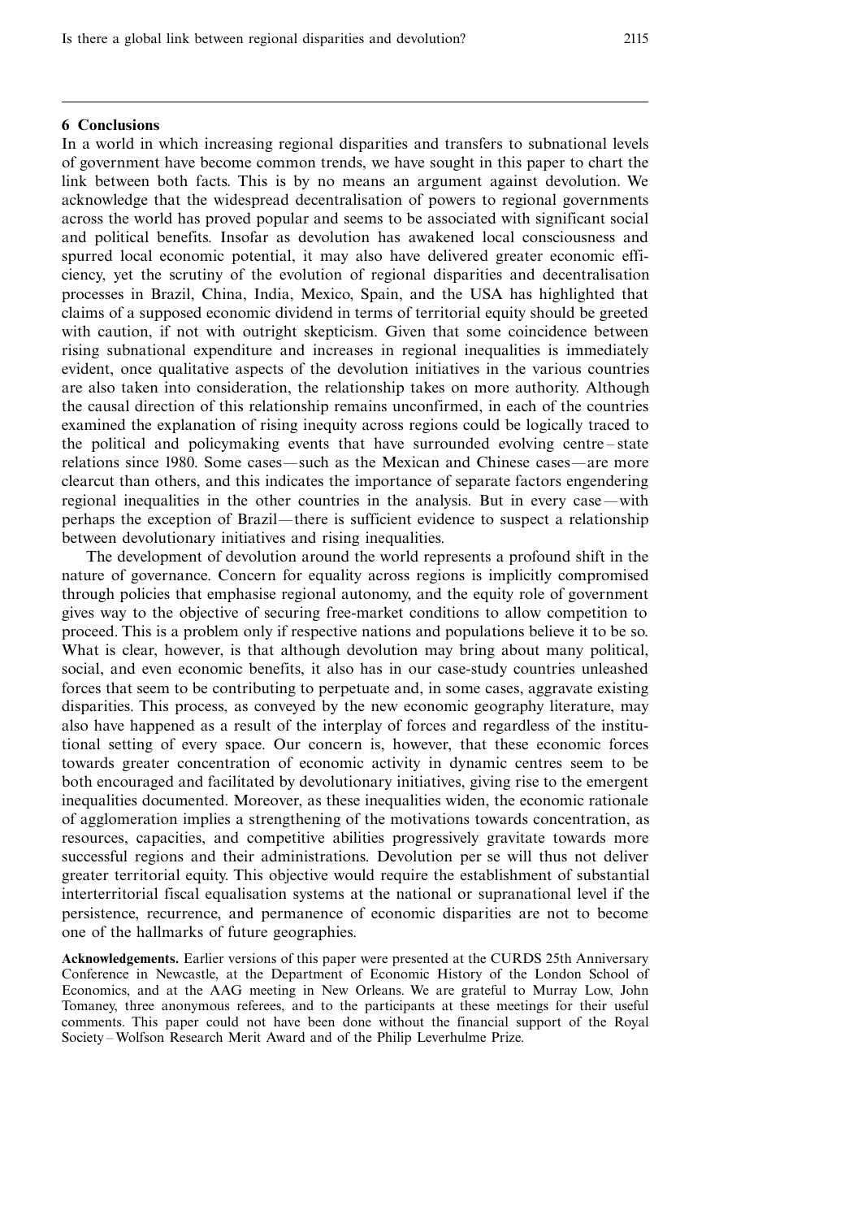## 6 Conclusions

In a world in which increasing regional disparities and transfers to subnational levels of government have become common trends, we have sought in this paper to chart the link between both facts. This is by no means an argument against devolution. We acknowledge that the widespread decentralisation of powers to regional governments across the world has proved popular and seems to be associated with significant social and political benefits. Insofar as devolution has awakened local consciousness and spurred local economic potential, it may also have delivered greater economic efficiency, yet the scrutiny of the evolution of regional disparities and decentralisation processes in Brazil, China, India, Mexico, Spain, and the USA has highlighted that claims of a supposed economic dividend in terms of territorial equity should be greeted with caution, if not with outright skepticism. Given that some coincidence between rising subnational expenditure and increases in regional inequalities is immediately evident, once qualitative aspects of the devolution initiatives in the various countries are also taken into consideration, the relationship takes on more authority. Although the causal direction of this relationship remains unconfirmed, in each of the countries examined the explanation of rising inequity across regions could be logically traced to the political and policymaking events that have surrounded evolving centre–state relations since 1980. Some cases—such as the Mexican and Chinese cases—are more clearcut than others, and this indicates the importance of separate factors engendering regional inequalities in the other countries in the analysis. But in every case—with perhaps the exception of Brazil—there is sufficient evidence to suspect a relationship between devolutionary initiatives and rising inequalities.

The development of devolution around the world represents a profound shift in the nature of governance. Concern for equality across regions is implicitly compromised through policies that emphasise regional autonomy, and the equity role of government gives way to the objective of securing free-market conditions to allow competition to proceed. This is a problem only if respective nations and populations believe it to be so. What is clear, however, is that although devolution may bring about many political, social, and even economic benefits, it also has in our case-study countries unleashed forces that seem to be contributing to perpetuate and, in some cases, aggravate existing disparities. This process, as conveyed by the new economic geography literature, may also have happened as a result of the interplay of forces and regardless of the institutional setting of every space. Our concern is, however, that these economic forces towards greater concentration of economic activity in dynamic centres seem to be both encouraged and facilitated by devolutionary initiatives, giving rise to the emergent inequalities documented. Moreover, as these inequalities widen, the economic rationale of agglomeration implies a strengthening of the motivations towards concentration, as resources, capacities, and competitive abilities progressively gravitate towards more successful regions and their administrations. Devolution per se will thus not deliver greater territorial equity. This objective would require the establishment of substantial interterritorial fiscal equalisation systems at the national or supranational level if the persistence, recurrence, and permanence of economic disparities are not to become one of the hallmarks of future geographies.

**Acknowledgements.** Earlier versions of this paper were presented at the CURDS 25th Anniversary Conference in Newcastle, at the Department of Economic History of the London School of Economics, and at the AAG meeting in New Orleans. We are grateful to Murray Low, John Tomaney, three anonymous referees, and to the participants at these meetings for their useful comments. This paper could not have been done without the financial support of the Royal Society–Wolfson Research Merit Award and of the Philip Leverhulme Prize.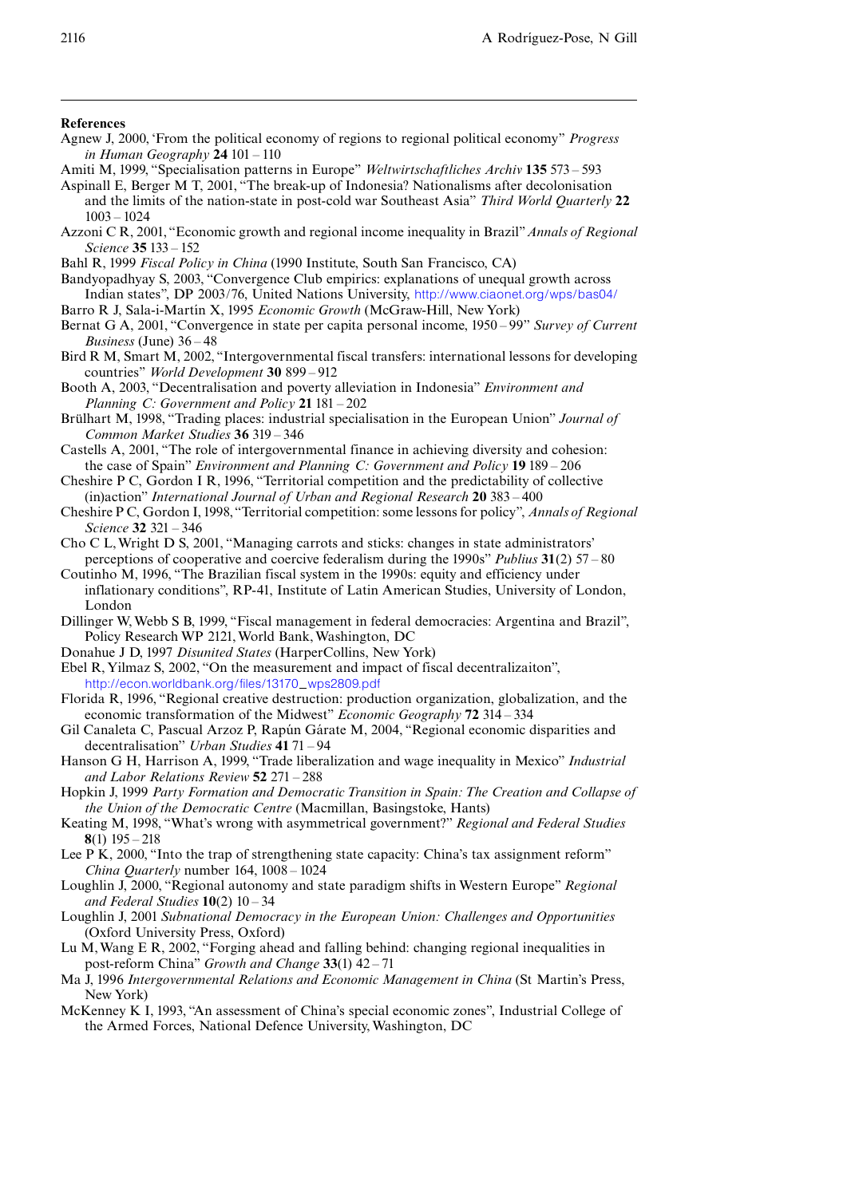**References**

Agnew J, 2000, 'From the political economy of regions to regional political economy" *Progress in Human Geography* **24** 101 – 110

Amiti M, 1999, "Specialisation patterns in Europe" *Weltwirtschaftliches Archiv* **135** 573 – 593

Aspinall E, Berger M T, 2001, "The break-up of Indonesia? Nationalisms after decolonisation and the limits of the nation-state in post-cold war Southeast Asia" *Third World Quarterly* **22** 1003 – 1024

Azzoni C R, 2001, "Economic growth and regional income inequality in Brazil" *Annals of Regional Science* **35** 133 – 152

Bahl R, 1999 *Fiscal Policy in China* (1990 Institute, South San Francisco, CA)

Bandyopadhyay S, 2003, "Convergence Club empirics: explanations of unequal growth across Indian states", DP 2003/76, United Nations University, http://www.ciaonet.org/wps/bas04/

Barro R J, Sala-i-Martín X, 1995 *Economic Growth* (McGraw-Hill, New York)

Bernat G A, 2001, "Convergence in state per capita personal income, 1950 – 99" *Survey of Current Business* (June) 36 – 48

Bird R M, Smart M, 2002, "Intergovernmental fiscal transfers: international lessons for developing countries" *World Development* **30** 899 – 912

Booth A, 2003, "Decentralisation and poverty alleviation in Indonesia" *Environment and Planning C: Government and Policy* **21** 181 – 202

Brülhart M, 1998, "Trading places: industrial specialisation in the European Union" *Journal of Common Market Studies* **36** 319 – 346

Castells A, 2001, "The role of intergovernmental finance in achieving diversity and cohesion: the case of Spain" *Environment and Planning C: Government and Policy* **19** 189 – 206

Cheshire P C, Gordon I R, 1996, "Territorial competition and the predictability of collective (in)action" *International Journal of Urban and Regional Research* **20** 383 – 400

Cheshire P C, Gordon I, 1998, "Territorial competition: some lessons for policy", *Annals of Regional Science* **32** 321 – 346

Cho C L, Wright D S, 2001, "Managing carrots and sticks: changes in state administrators' perceptions of cooperative and coercive federalism during the 1990s" *Publius* **31**(2) 57 – 80

Coutinho M, 1996, "The Brazilian fiscal system in the 1990s: equity and efficiency under inflationary conditions", RP-41, Institute of Latin American Studies, University of London, London

Dillinger W, Webb S B, 1999, "Fiscal management in federal democracies: Argentina and Brazil", Policy Research WP 2121, World Bank, Washington, DC

Donahue J D, 1997 *Disunited States* (HarperCollins, New York)

Ebel R, Yilmaz S, 2002, "On the measurement and impact of fiscal decentralizaiton", http://econ.worldbank.org/files/13170_wps2809.pdf

Florida R, 1996, "Regional creative destruction: production organization, globalization, and the economic transformation of the Midwest" *Economic Geography* **72** 314 – 334

Gil Canaleta C, Pascual Arzoz P, Rapún Gárate M, 2004, "Regional economic disparities and decentralisation" *Urban Studies* **41** 71 – 94

Hanson G H, Harrison A, 1999, "Trade liberalization and wage inequality in Mexico" *Industrial and Labor Relations Review* **52** 271 – 288

Hopkin J, 1999 *Party Formation and Democratic Transition in Spain: The Creation and Collapse of the Union of the Democratic Centre* (Macmillan, Basingstoke, Hants)

Keating M, 1998, "What's wrong with asymmetrical government?" *Regional and Federal Studies* **8**(1) 195 – 218

Lee P K, 2000, "Into the trap of strengthening state capacity: China's tax assignment reform" *China Quarterly* number 164, 1008 – 1024

Loughlin J, 2000, "Regional autonomy and state paradigm shifts in Western Europe" *Regional and Federal Studies* **10**(2) 10 – 34

Loughlin J, 2001 *Subnational Democracy in the European Union: Challenges and Opportunities* (Oxford University Press, Oxford)

Lu M, Wang E R, 2002, "Forging ahead and falling behind: changing regional inequalities in post-reform China" *Growth and Change* **33**(1) 42 – 71

Ma J, 1996 *Intergovernmental Relations and Economic Management in China* (St Martin's Press, New York)

McKenney K I, 1993, "An assessment of China's special economic zones", Industrial College of the Armed Forces, National Defence University, Washington, DC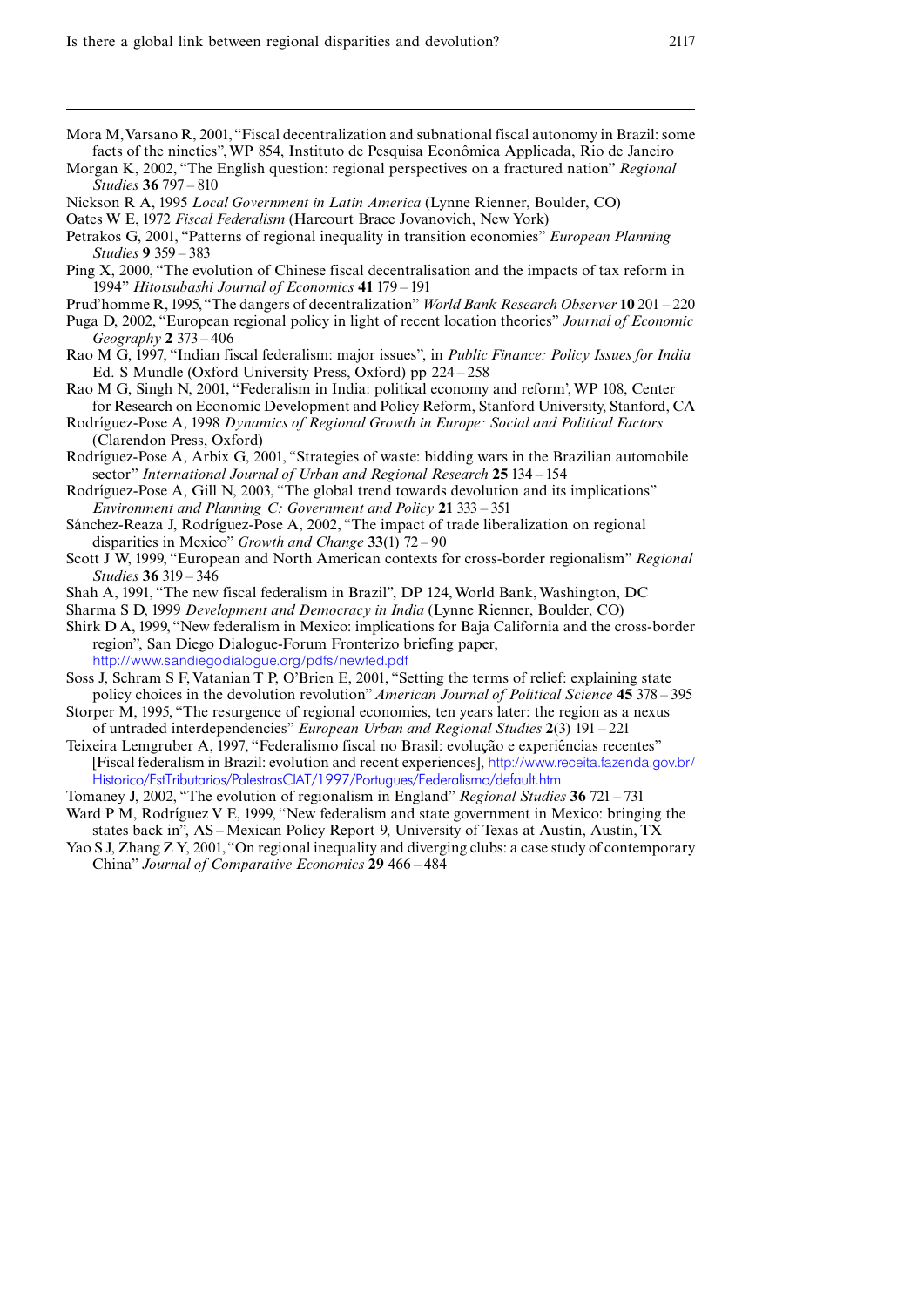Mora M, Varsano R, 2001, "Fiscal decentralization and subnational fiscal autonomy in Brazil: some facts of the nineties", WP 854, Instituto de Pesquisa Econômica Applicada, Rio de Janeiro

Morgan K, 2002, "The English question: regional perspectives on a fractured nation" *Regional Studies* **36** 797 – 810

Nickson R A, 1995 *Local Government in Latin America* (Lynne Rienner, Boulder, CO)

Oates W E, 1972 *Fiscal Federalism* (Harcourt Brace Jovanovich, New York)

Petrakos G, 2001, "Patterns of regional inequality in transition economies" *European Planning Studies* **9** 359 – 383

Ping X, 2000, "The evolution of Chinese fiscal decentralisation and the impacts of tax reform in 1994" *Hitotsubashi Journal of Economics* **41** 179 – 191

Prud'homme R, 1995, "The dangers of decentralization" *World Bank Research Observer* **10** 201 – 220

Puga D, 2002, "European regional policy in light of recent location theories" *Journal of Economic Geography* **2** 373 – 406

Rao M G, 1997, "Indian fiscal federalism: major issues", in *Public Finance: Policy Issues for India* Ed. S Mundle (Oxford University Press, Oxford) pp 224 – 258

Rao M G, Singh N, 2001, "Federalism in India: political economy and reform', WP 108, Center for Research on Economic Development and Policy Reform, Stanford University, Stanford, CA

Rodríguez-Pose A, 1998 *Dynamics of Regional Growth in Europe: Social and Political Factors* (Clarendon Press, Oxford)

Rodríguez-Pose A, Arbix G, 2001, "Strategies of waste: bidding wars in the Brazilian automobile sector" *International Journal of Urban and Regional Research* **25** 134 – 154

Rodríguez-Pose A, Gill N, 2003, "The global trend towards devolution and its implications" *Environment and Planning C: Government and Policy* **21** 333 – 351

Sánchez-Reaza J, Rodríguez-Pose A, 2002, "The impact of trade liberalization on regional disparities in Mexico" *Growth and Change* **33**(1) 72 – 90

Scott J W, 1999, "European and North American contexts for cross-border regionalism" *Regional Studies* **36** 319 – 346

Shah A, 1991, "The new fiscal federalism in Brazil", DP 124, World Bank, Washington, DC

Sharma S D, 1999 *Development and Democracy in India* (Lynne Rienner, Boulder, CO)

Shirk D A, 1999, "New federalism in Mexico: implications for Baja California and the cross-border region", San Diego Dialogue-Forum Fronterizo briefing paper, http://www.sandiegodialogue.org/pdfs/newfed.pdf

Soss J, Schram S F, Vatanian T P, O'Brien E, 2001, "Setting the terms of relief: explaining state policy choices in the devolution revolution" *American Journal of Political Science* **45** 378 – 395

Storper M, 1995, "The resurgence of regional economies, ten years later: the region as a nexus of untraded interdependencies" *European Urban and Regional Studies* **2**(3) 191 – 221

Teixeira Lemgruber A, 1997, "Federalismo fiscal no Brasil: evolução e experiências recentes" [Fiscal federalism in Brazil: evolution and recent experiences], http://www.receita.fazenda.gov.br/Historico/EstTributarios/PalestrasCIAT/1997/Portugues/Federalismo/default.htm

Tomaney J, 2002, "The evolution of regionalism in England" *Regional Studies* **36** 721 – 731

Ward P M, Rodríguez V E, 1999, "New federalism and state government in Mexico: bringing the states back in", AS – Mexican Policy Report 9, University of Texas at Austin, Austin, TX

Yao S J, Zhang Z Y, 2001, "On regional inequality and diverging clubs: a case study of contemporary China" *Journal of Comparative Economics* **29** 466 – 484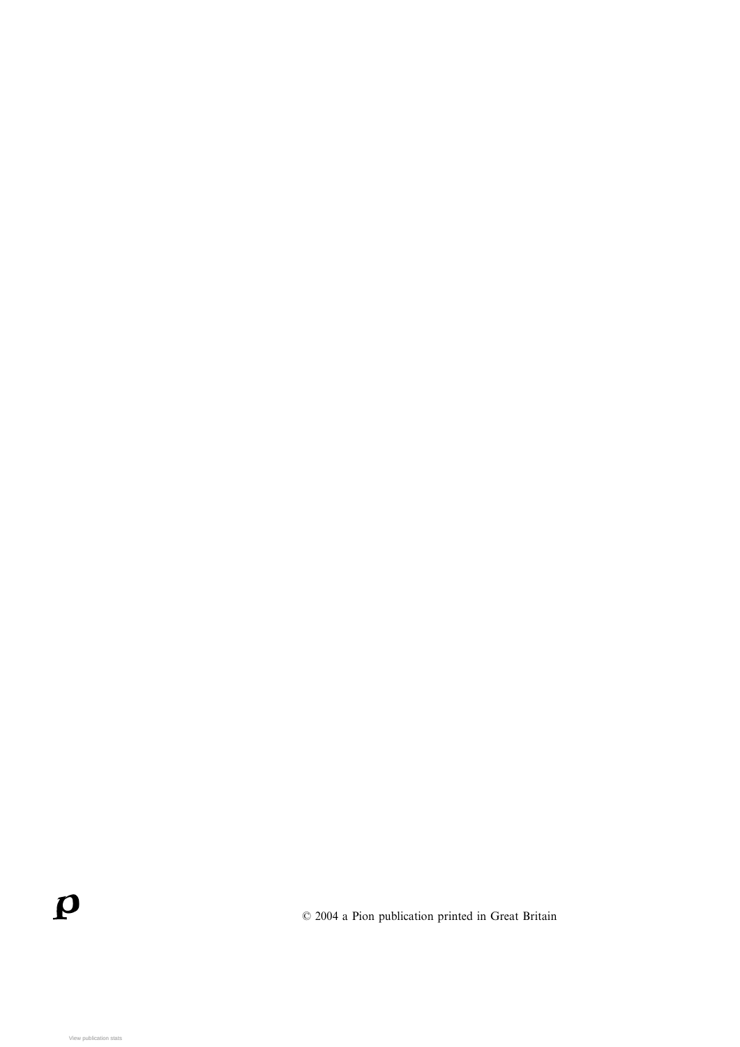© 2004 a Pion publication printed in Great Britain